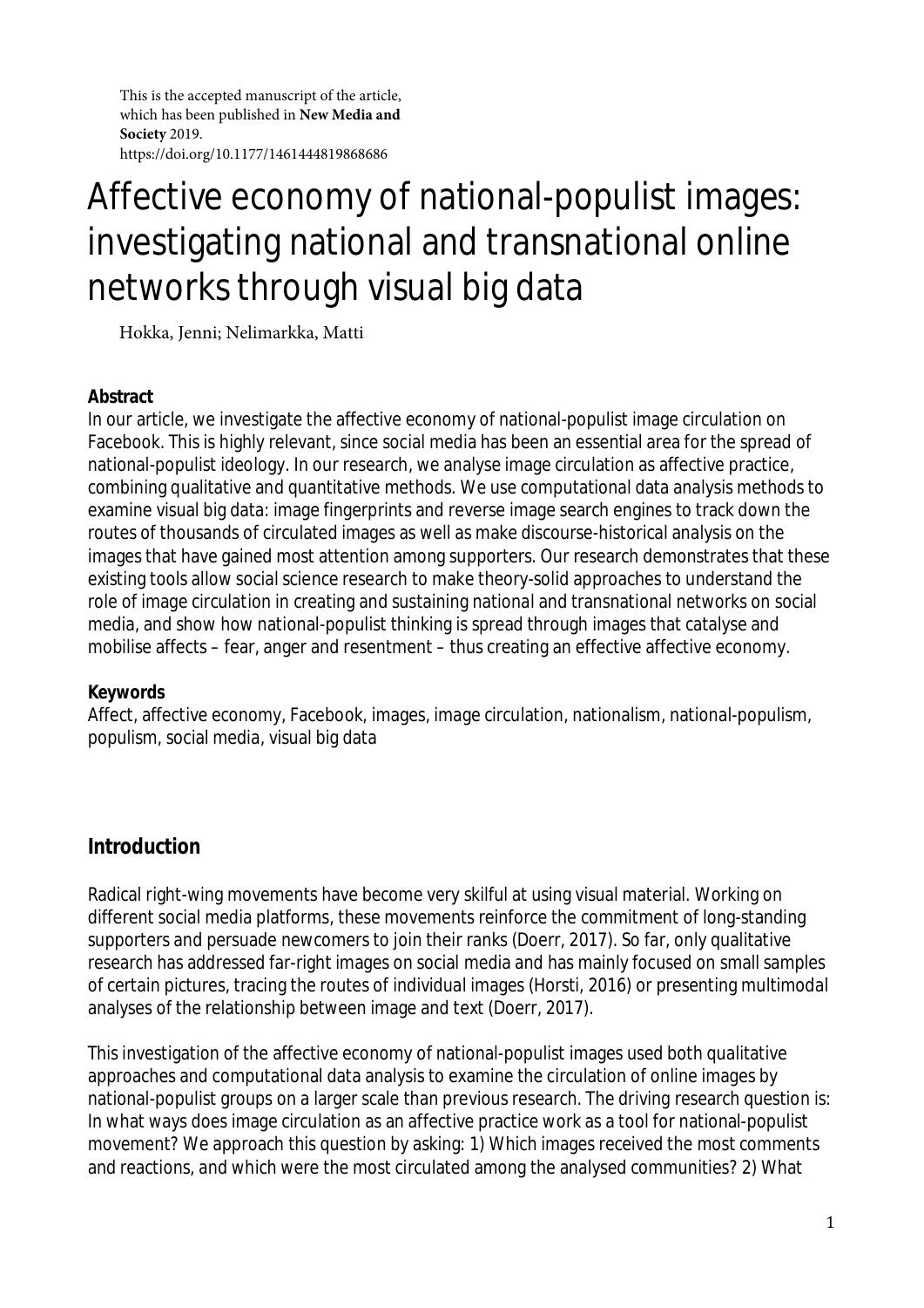This is the accepted manuscript of the article, which has been published in **New Media and Society** 2019.
https://doi.org/10.1177/1461444819868686

# Affective economy of national-populist images: investigating national and transnational online networks through visual big data

Hokka, Jenni; Nelimarkka, Matti

**Abstract**

In our article, we investigate the affective economy of national-populist image circulation on Facebook. This is highly relevant, since social media has been an essential area for the spread of national-populist ideology. In our research, we analyse image circulation as affective practice, combining qualitative and quantitative methods. We use computational data analysis methods to examine visual big data: image fingerprints and reverse image search engines to track down the routes of thousands of circulated images as well as make discourse-historical analysis on the images that have gained most attention among supporters. Our research demonstrates that these existing tools allow social science research to make theory-solid approaches to understand the role of image circulation in creating and sustaining national and transnational networks on social media, and show how national-populist thinking is spread through images that catalyse and mobilise affects – fear, anger and resentment – thus creating an effective affective economy.

**Keywords**

Affect, affective economy, Facebook, images, image circulation, nationalism, national-populism, populism, social media, visual big data

## Introduction

Radical right-wing movements have become very skilful at using visual material. Working on different social media platforms, these movements reinforce the commitment of long-standing supporters and persuade newcomers to join their ranks (Doerr, 2017). So far, only qualitative research has addressed far-right images on social media and has mainly focused on small samples of certain pictures, tracing the routes of individual images (Horsti, 2016) or presenting multimodal analyses of the relationship between image and text (Doerr, 2017).

This investigation of the affective economy of national-populist images used both qualitative approaches and computational data analysis to examine the circulation of online images by national-populist groups on a larger scale than previous research. The driving research question is: In what ways does image circulation as an affective practice work as a tool for national-populist movement? We approach this question by asking: 1) Which images received the most comments and reactions, and which were the most circulated among the analysed communities? 2) What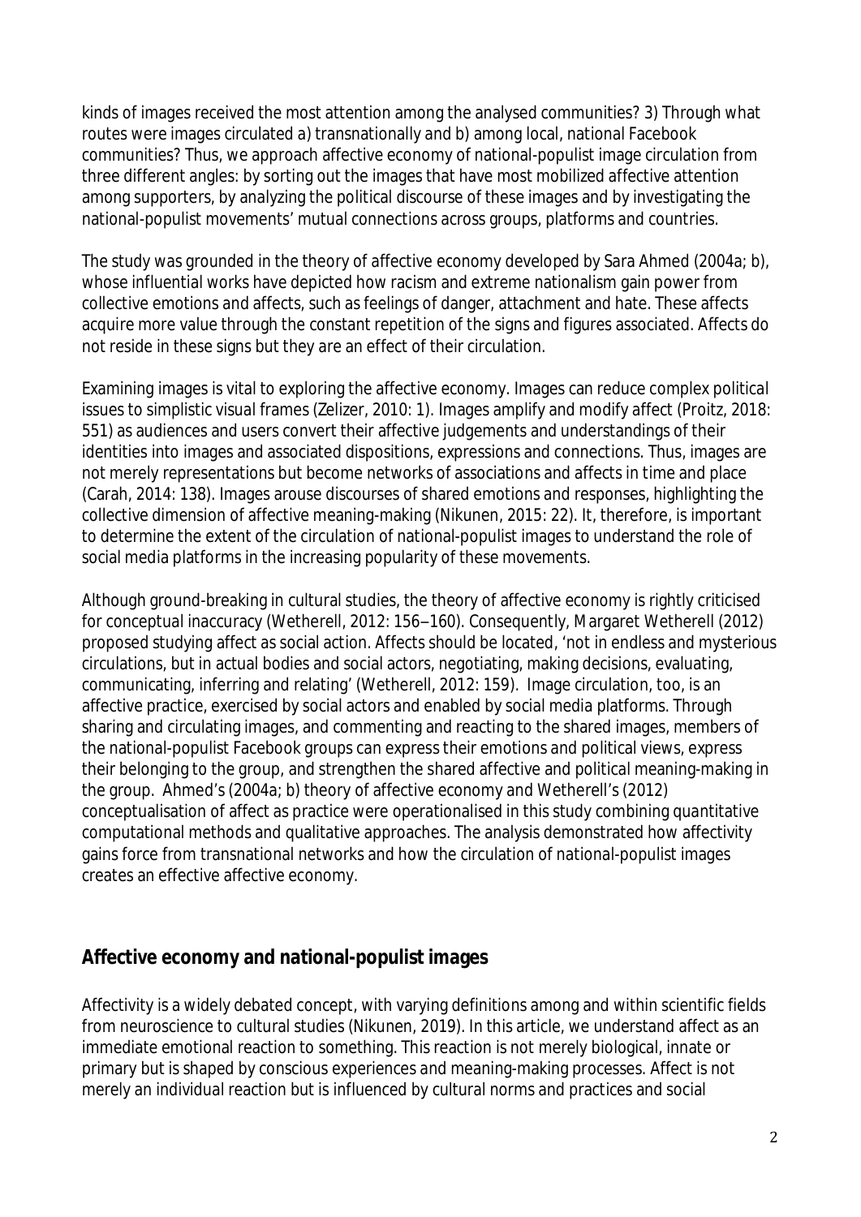kinds of images received the most attention among the analysed communities? 3) Through what routes were images circulated a) transnationally and b) among local, national Facebook communities? Thus, we approach affective economy of national-populist image circulation from three different angles: by sorting out the images that have most mobilized affective attention among supporters, by analyzing the political discourse of these images and by investigating the national-populist movements' mutual connections across groups, platforms and countries.

The study was grounded in the theory of affective economy developed by Sara Ahmed (2004a; b), whose influential works have depicted how racism and extreme nationalism gain power from collective emotions and affects, such as feelings of danger, attachment and hate. These affects acquire more value through the constant repetition of the signs and figures associated. Affects do not reside in these signs but they are an effect of their circulation.

Examining images is vital to exploring the affective economy. Images can reduce complex political issues to simplistic visual frames (Zelizer, 2010: 1). Images amplify and modify affect (Proitz, 2018: 551) as audiences and users convert their affective judgements and understandings of their identities into images and associated dispositions, expressions and connections. Thus, images are not merely representations but become networks of associations and affects in time and place (Carah, 2014: 138). Images arouse discourses of shared emotions and responses, highlighting the collective dimension of affective meaning-making (Nikunen, 2015: 22). It, therefore, is important to determine the extent of the circulation of national-populist images to understand the role of social media platforms in the increasing popularity of these movements.

Although ground-breaking in cultural studies, the theory of affective economy is rightly criticised for conceptual inaccuracy (Wetherell, 2012: 156–160). Consequently, Margaret Wetherell (2012) proposed studying affect as social action. Affects should be located, 'not in endless and mysterious circulations, but in actual bodies and social actors, negotiating, making decisions, evaluating, communicating, inferring and relating' (Wetherell, 2012: 159). Image circulation, too, is an affective practice, exercised by social actors and enabled by social media platforms. Through sharing and circulating images, and commenting and reacting to the shared images, members of the national-populist Facebook groups can express their emotions and political views, express their belonging to the group, and strengthen the shared affective and political meaning-making in the group. Ahmed's (2004a; b) theory of affective economy and Wetherell's (2012) conceptualisation of affect as practice were operationalised in this study combining quantitative computational methods and qualitative approaches. The analysis demonstrated how affectivity gains force from transnational networks and how the circulation of national-populist images creates an effective affective economy.

## Affective economy and national-populist images

Affectivity is a widely debated concept, with varying definitions among and within scientific fields from neuroscience to cultural studies (Nikunen, 2019). In this article, we understand affect as an immediate emotional reaction to something. This reaction is not merely biological, innate or primary but is shaped by conscious experiences and meaning-making processes. Affect is not merely an individual reaction but is influenced by cultural norms and practices and social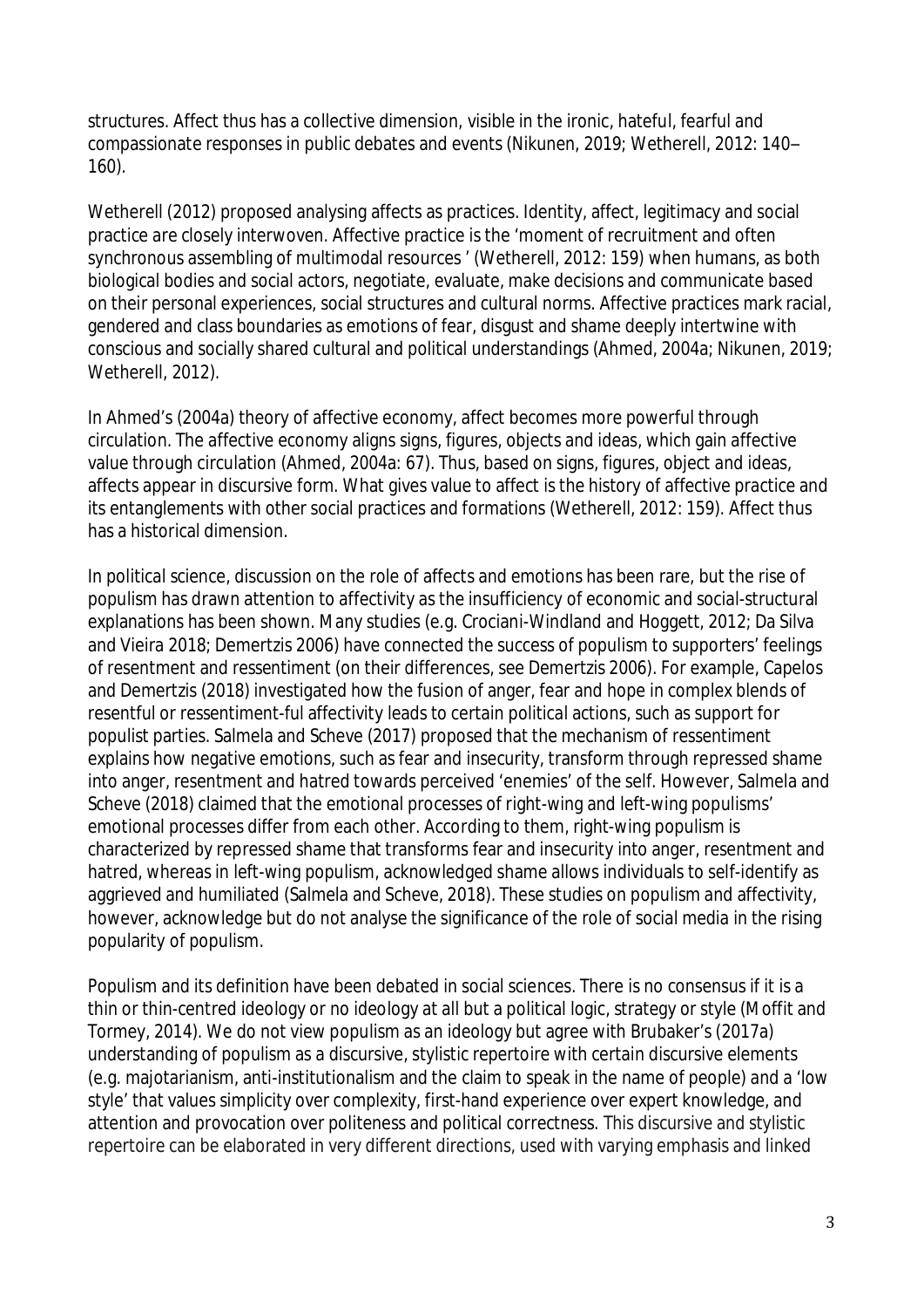structures. Affect thus has a collective dimension, visible in the ironic, hateful, fearful and compassionate responses in public debates and events (Nikunen, 2019; Wetherell, 2012: 140–160).

Wetherell (2012) proposed analysing affects as practices. Identity, affect, legitimacy and social practice are closely interwoven. Affective practice is the 'moment of recruitment and often synchronous assembling of multimodal resources ' (Wetherell, 2012: 159) when humans, as both biological bodies and social actors, negotiate, evaluate, make decisions and communicate based on their personal experiences, social structures and cultural norms. Affective practices mark racial, gendered and class boundaries as emotions of fear, disgust and shame deeply intertwine with conscious and socially shared cultural and political understandings (Ahmed, 2004a; Nikunen, 2019; Wetherell, 2012).

In Ahmed's (2004a) theory of affective economy, affect becomes more powerful through circulation. The affective economy aligns signs, figures, objects and ideas, which gain affective value through circulation (Ahmed, 2004a: 67). Thus, based on signs, figures, object and ideas, affects appear in discursive form. What gives value to affect is the history of affective practice and its entanglements with other social practices and formations (Wetherell, 2012: 159). Affect thus has a historical dimension.

In political science, discussion on the role of affects and emotions has been rare, but the rise of populism has drawn attention to affectivity as the insufficiency of economic and social-structural explanations has been shown. Many studies (e.g. Crociani-Windland and Hoggett, 2012; Da Silva and Vieira 2018; Demertzis 2006) have connected the success of populism to supporters' feelings of resentment and ressentiment (on their differences, see Demertzis 2006). For example, Capelos and Demertzis (2018) investigated how the fusion of anger, fear and hope in complex blends of resentful or ressentiment-ful affectivity leads to certain political actions, such as support for populist parties. Salmela and Scheve (2017) proposed that the mechanism of ressentiment explains how negative emotions, such as fear and insecurity, transform through repressed shame into anger, resentment and hatred towards perceived 'enemies' of the self. However, Salmela and Scheve (2018) claimed that the emotional processes of right-wing and left-wing populisms' emotional processes differ from each other. According to them, right-wing populism is characterized by repressed shame that transforms fear and insecurity into anger, resentment and hatred, whereas in left-wing populism, acknowledged shame allows individuals to self-identify as aggrieved and humiliated (Salmela and Scheve, 2018). These studies on populism and affectivity, however, acknowledge but do not analyse the significance of the role of social media in the rising popularity of populism.

Populism and its definition have been debated in social sciences. There is no consensus if it is a thin or thin-centred ideology or no ideology at all but a political logic, strategy or style (Moffit and Tormey, 2014). We do not view populism as an ideology but agree with Brubaker's (2017a) understanding of populism as a discursive, stylistic repertoire with certain discursive elements (e.g. majotarianism, anti-institutionalism and the claim to speak in the name of people) and a 'low style' that values simplicity over complexity, first-hand experience over expert knowledge, and attention and provocation over politeness and political correctness. This discursive and stylistic repertoire can be elaborated in very different directions, used with varying emphasis and linked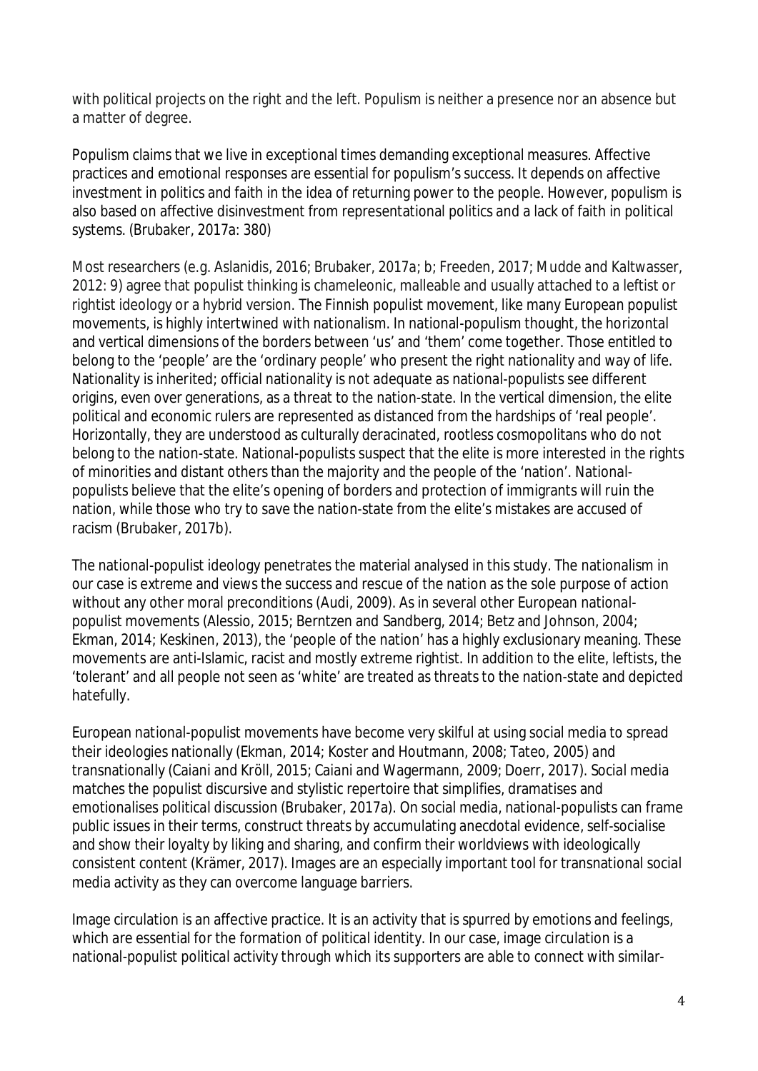with political projects on the right and the left. Populism is neither a presence nor an absence but a matter of degree.

Populism claims that we live in exceptional times demanding exceptional measures. Affective practices and emotional responses are essential for populism's success. It depends on affective investment in politics and faith in the idea of returning power to the people. However, populism is also based on affective disinvestment from representational politics and a lack of faith in political systems. (Brubaker, 2017a: 380)

Most researchers (e.g. Aslanidis, 2016; Brubaker, 2017a; b; Freeden, 2017; Mudde and Kaltwasser, 2012: 9) agree that populist thinking is chameleonic, malleable and usually attached to a leftist or rightist ideology or a hybrid version. The Finnish populist movement, like many European populist movements, is highly intertwined with nationalism. In national-populism thought, the horizontal and vertical dimensions of the borders between 'us' and 'them' come together. Those entitled to belong to the 'people' are the 'ordinary people' who present the right nationality and way of life. Nationality is inherited; official nationality is not adequate as national-populists see different origins, even over generations, as a threat to the nation-state. In the vertical dimension, the elite political and economic rulers are represented as distanced from the hardships of 'real people'. Horizontally, they are understood as culturally deracinated, rootless cosmopolitans who do not belong to the nation-state. National-populists suspect that the elite is more interested in the rights of minorities and distant others than the majority and the people of the 'nation'. National-populists believe that the elite's opening of borders and protection of immigrants will ruin the nation, while those who try to save the nation-state from the elite's mistakes are accused of racism (Brubaker, 2017b).

The national-populist ideology penetrates the material analysed in this study. The nationalism in our case is extreme and views the success and rescue of the nation as the sole purpose of action without any other moral preconditions (Audi, 2009). As in several other European national-populist movements (Alessio, 2015; Berntzen and Sandberg, 2014; Betz and Johnson, 2004; Ekman, 2014; Keskinen, 2013), the 'people of the nation' has a highly exclusionary meaning. These movements are anti-Islamic, racist and mostly extreme rightist. In addition to the elite, leftists, the 'tolerant' and all people not seen as 'white' are treated as threats to the nation-state and depicted hatefully.

European national-populist movements have become very skilful at using social media to spread their ideologies nationally (Ekman, 2014; Koster and Houtmann, 2008; Tateo, 2005) and transnationally (Caiani and Kröll, 2015; Caiani and Wagermann, 2009; Doerr, 2017). Social media matches the populist discursive and stylistic repertoire that simplifies, dramatises and emotionalises political discussion (Brubaker, 2017a). On social media, national-populists can frame public issues in their terms, construct threats by accumulating anecdotal evidence, self-socialise and show their loyalty by liking and sharing, and confirm their worldviews with ideologically consistent content (Krämer, 2017). Images are an especially important tool for transnational social media activity as they can overcome language barriers.

Image circulation is an affective practice. It is an activity that is spurred by emotions and feelings, which are essential for the formation of political identity. In our case, image circulation is a national-populist political activity through which its supporters are able to connect with similar-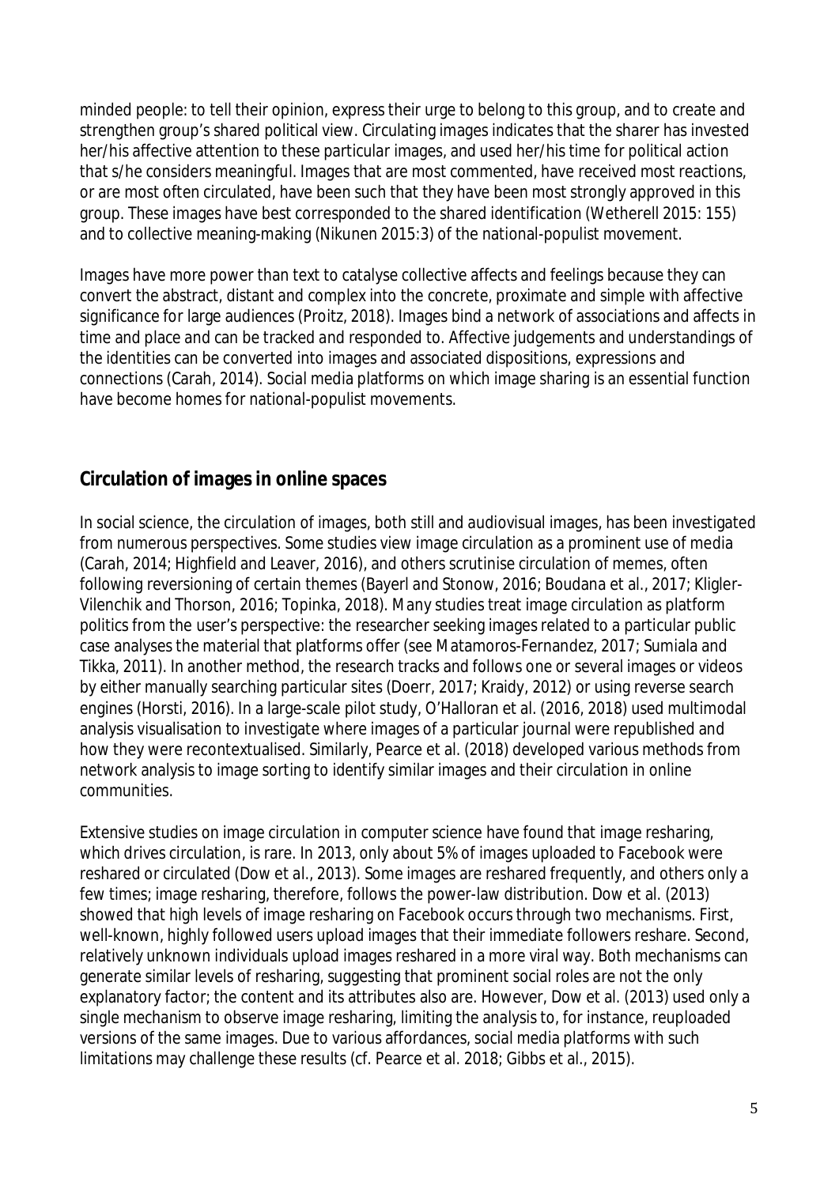minded people: to tell their opinion, express their urge to belong to this group, and to create and strengthen group's shared political view. Circulating images indicates that the sharer has invested her/his affective attention to these particular images, and used her/his time for political action that s/he considers meaningful. Images that are most commented, have received most reactions, or are most often circulated, have been such that they have been most strongly approved in this group. These images have best corresponded to the shared identification (Wetherell 2015: 155) and to collective meaning-making (Nikunen 2015:3) of the national-populist movement.

Images have more power than text to catalyse collective affects and feelings because they can convert the abstract, distant and complex into the concrete, proximate and simple with affective significance for large audiences (Proitz, 2018). Images bind a network of associations and affects in time and place and can be tracked and responded to. Affective judgements and understandings of the identities can be converted into images and associated dispositions, expressions and connections (Carah, 2014). Social media platforms on which image sharing is an essential function have become homes for national-populist movements.

## Circulation of images in online spaces

In social science, the circulation of images, both still and audiovisual images, has been investigated from numerous perspectives. Some studies view image circulation as a prominent use of media (Carah, 2014; Highfield and Leaver, 2016), and others scrutinise circulation of memes, often following reversioning of certain themes (Bayerl and Stonow, 2016; Boudana et al., 2017; Kligler-Vilenchik and Thorson, 2016; Topinka, 2018). Many studies treat image circulation as platform politics from the user's perspective: the researcher seeking images related to a particular public case analyses the material that platforms offer (see Matamoros-Fernandez, 2017; Sumiala and Tikka, 2011). In another method, the research tracks and follows one or several images or videos by either manually searching particular sites (Doerr, 2017; Kraidy, 2012) or using reverse search engines (Horsti, 2016). In a large-scale pilot study, O'Halloran et al. (2016, 2018) used multimodal analysis visualisation to investigate where images of a particular journal were republished and how they were recontextualised. Similarly, Pearce et al. (2018) developed various methods from network analysis to image sorting to identify similar images and their circulation in online communities.

Extensive studies on image circulation in computer science have found that image resharing, which drives circulation, is rare. In 2013, only about 5% of images uploaded to Facebook were reshared or circulated (Dow et al., 2013). Some images are reshared frequently, and others only a few times; image resharing, therefore, follows the power-law distribution. Dow et al. (2013) showed that high levels of image resharing on Facebook occurs through two mechanisms. First, well-known, highly followed users upload images that their immediate followers reshare. Second, relatively unknown individuals upload images reshared in a more viral way. Both mechanisms can generate similar levels of resharing, suggesting that prominent social roles are not the only explanatory factor; the content and its attributes also are. However, Dow et al. (2013) used only a single mechanism to observe image resharing, limiting the analysis to, for instance, reuploaded versions of the same images. Due to various affordances, social media platforms with such limitations may challenge these results (cf. Pearce et al. 2018; Gibbs et al., 2015).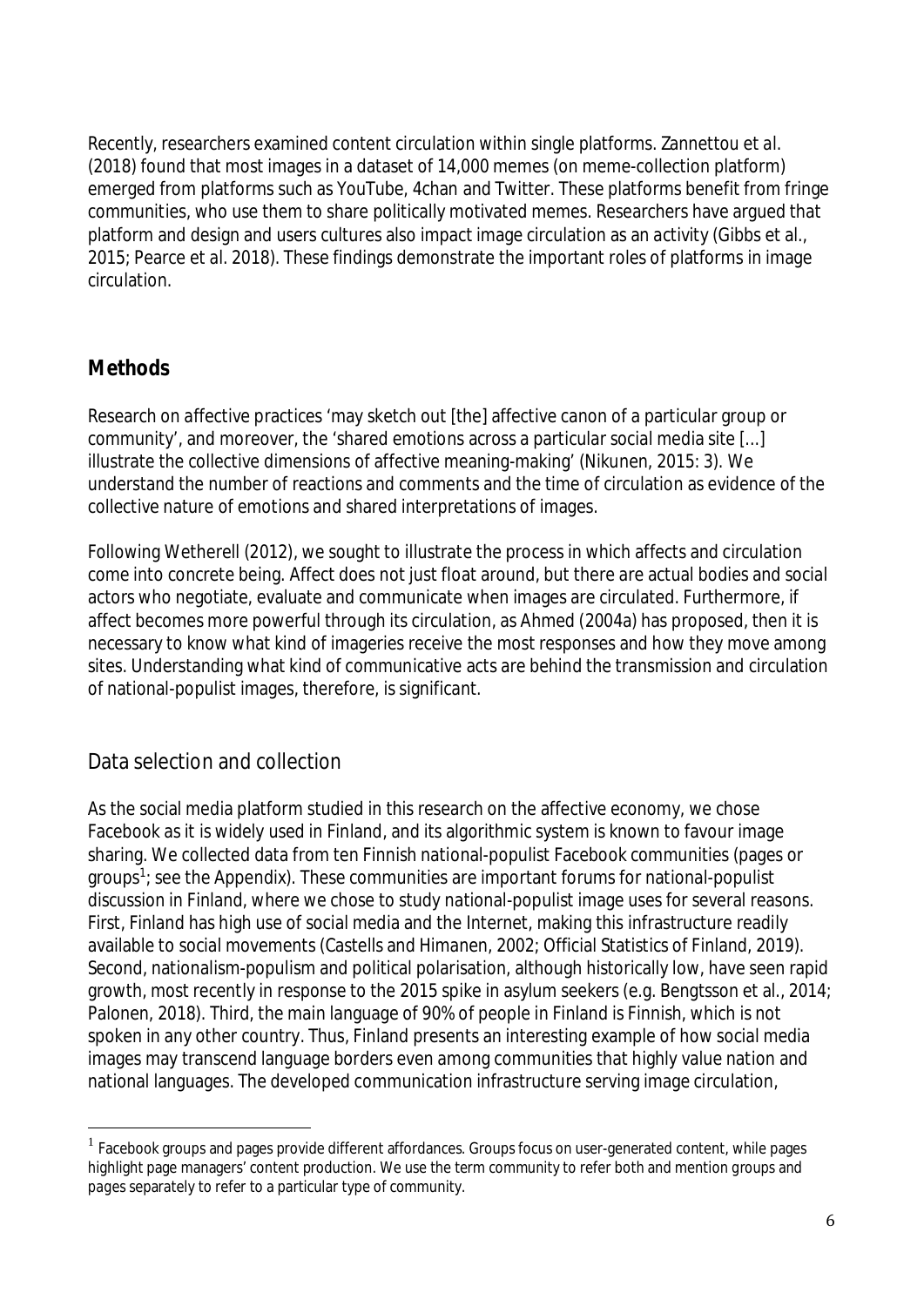Recently, researchers examined content circulation within single platforms. Zannettou et al. (2018) found that most images in a dataset of 14,000 memes (on meme-collection platform) emerged from platforms such as YouTube, 4chan and Twitter. These platforms benefit from fringe communities, who use them to share politically motivated memes. Researchers have argued that platform and design and users cultures also impact image circulation as an activity (Gibbs et al., 2015; Pearce et al. 2018). These findings demonstrate the important roles of platforms in image circulation.

## Methods

Research on affective practices 'may sketch out [the] affective canon of a particular group or community', and moreover, the 'shared emotions across a particular social media site [...] illustrate the collective dimensions of affective meaning-making' (Nikunen, 2015: 3). We understand the number of reactions and comments and the time of circulation as evidence of the collective nature of emotions and shared interpretations of images.

Following Wetherell (2012), we sought to illustrate the process in which affects and circulation come into concrete being. Affect does not just float around, but there are actual bodies and social actors who negotiate, evaluate and communicate when images are circulated. Furthermore, if affect becomes more powerful through its circulation, as Ahmed (2004a) has proposed, then it is necessary to know what kind of imageries receive the most responses and how they move among sites. Understanding what kind of communicative acts are behind the transmission and circulation of national-populist images, therefore, is significant.

### Data selection and collection

As the social media platform studied in this research on the affective economy, we chose Facebook as it is widely used in Finland, and its algorithmic system is known to favour image sharing. We collected data from ten Finnish national-populist Facebook communities (pages or groups[1]; see the Appendix). These communities are important forums for national-populist discussion in Finland, where we chose to study national-populist image uses for several reasons. First, Finland has high use of social media and the Internet, making this infrastructure readily available to social movements (Castells and Himanen, 2002; Official Statistics of Finland, 2019). Second, nationalism-populism and political polarisation, although historically low, have seen rapid growth, most recently in response to the 2015 spike in asylum seekers (e.g. Bengtsson et al., 2014; Palonen, 2018). Third, the main language of 90% of people in Finland is Finnish, which is not spoken in any other country. Thus, Finland presents an interesting example of how social media images may transcend language borders even among communities that highly value nation and national languages. The developed communication infrastructure serving image circulation,

[1] Facebook groups and pages provide different affordances. Groups focus on user-generated content, while pages highlight page managers' content production. We use the term community to refer both and mention groups and pages separately to refer to a particular type of community.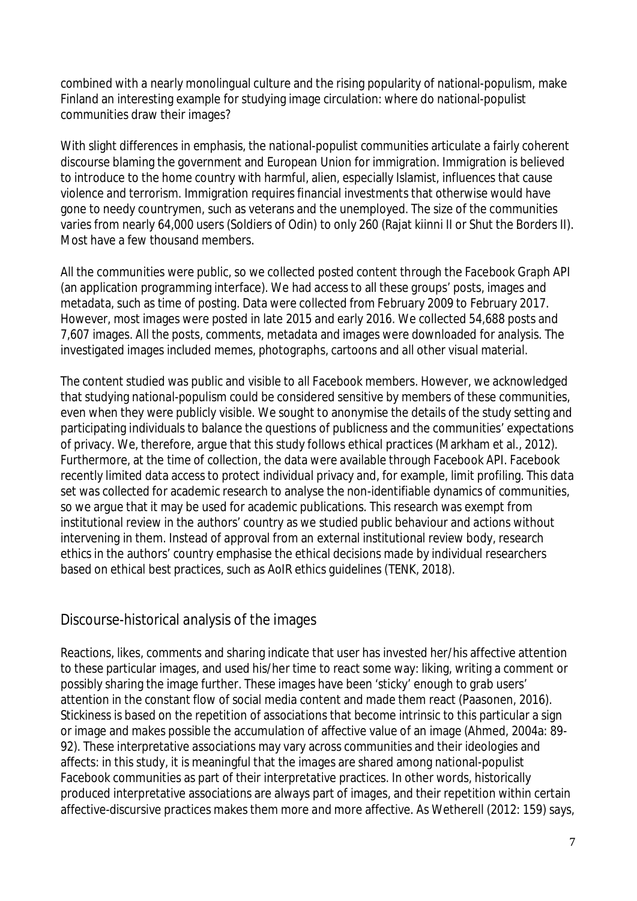combined with a nearly monolingual culture and the rising popularity of national-populism, make Finland an interesting example for studying image circulation: where do national-populist communities draw their images?

With slight differences in emphasis, the national-populist communities articulate a fairly coherent discourse blaming the government and European Union for immigration. Immigration is believed to introduce to the home country with harmful, alien, especially Islamist, influences that cause violence and terrorism. Immigration requires financial investments that otherwise would have gone to needy countrymen, such as veterans and the unemployed. The size of the communities varies from nearly 64,000 users (Soldiers of Odin) to only 260 (Rajat kiinni II or Shut the Borders II). Most have a few thousand members.

All the communities were public, so we collected posted content through the Facebook Graph API (an application programming interface). We had access to all these groups' posts, images and metadata, such as time of posting. Data were collected from February 2009 to February 2017. However, most images were posted in late 2015 and early 2016. We collected 54,688 posts and 7,607 images. All the posts, comments, metadata and images were downloaded for analysis. The investigated images included memes, photographs, cartoons and all other visual material.

The content studied was public and visible to all Facebook members. However, we acknowledged that studying national-populism could be considered sensitive by members of these communities, even when they were publicly visible. We sought to anonymise the details of the study setting and participating individuals to balance the questions of publicness and the communities' expectations of privacy. We, therefore, argue that this study follows ethical practices (Markham et al., 2012). Furthermore, at the time of collection, the data were available through Facebook API. Facebook recently limited data access to protect individual privacy and, for example, limit profiling. This data set was collected for academic research to analyse the non-identifiable dynamics of communities, so we argue that it may be used for academic publications. This research was exempt from institutional review in the authors' country as we studied public behaviour and actions without intervening in them. Instead of approval from an external institutional review body, research ethics in the authors' country emphasise the ethical decisions made by individual researchers based on ethical best practices, such as AoIR ethics guidelines (TENK, 2018).

## Discourse-historical analysis of the images

Reactions, likes, comments and sharing indicate that user has invested her/his affective attention to these particular images, and used his/her time to react some way: liking, writing a comment or possibly sharing the image further. These images have been 'sticky' enough to grab users' attention in the constant flow of social media content and made them react (Paasonen, 2016). Stickiness is based on the repetition of associations that become intrinsic to this particular a sign or image and makes possible the accumulation of affective value of an image (Ahmed, 2004a: 89-92). These interpretative associations may vary across communities and their ideologies and affects: in this study, it is meaningful that the images are shared among national-populist Facebook communities as part of their interpretative practices. In other words, historically produced interpretative associations are always part of images, and their repetition within certain affective-discursive practices makes them more and more affective. As Wetherell (2012: 159) says,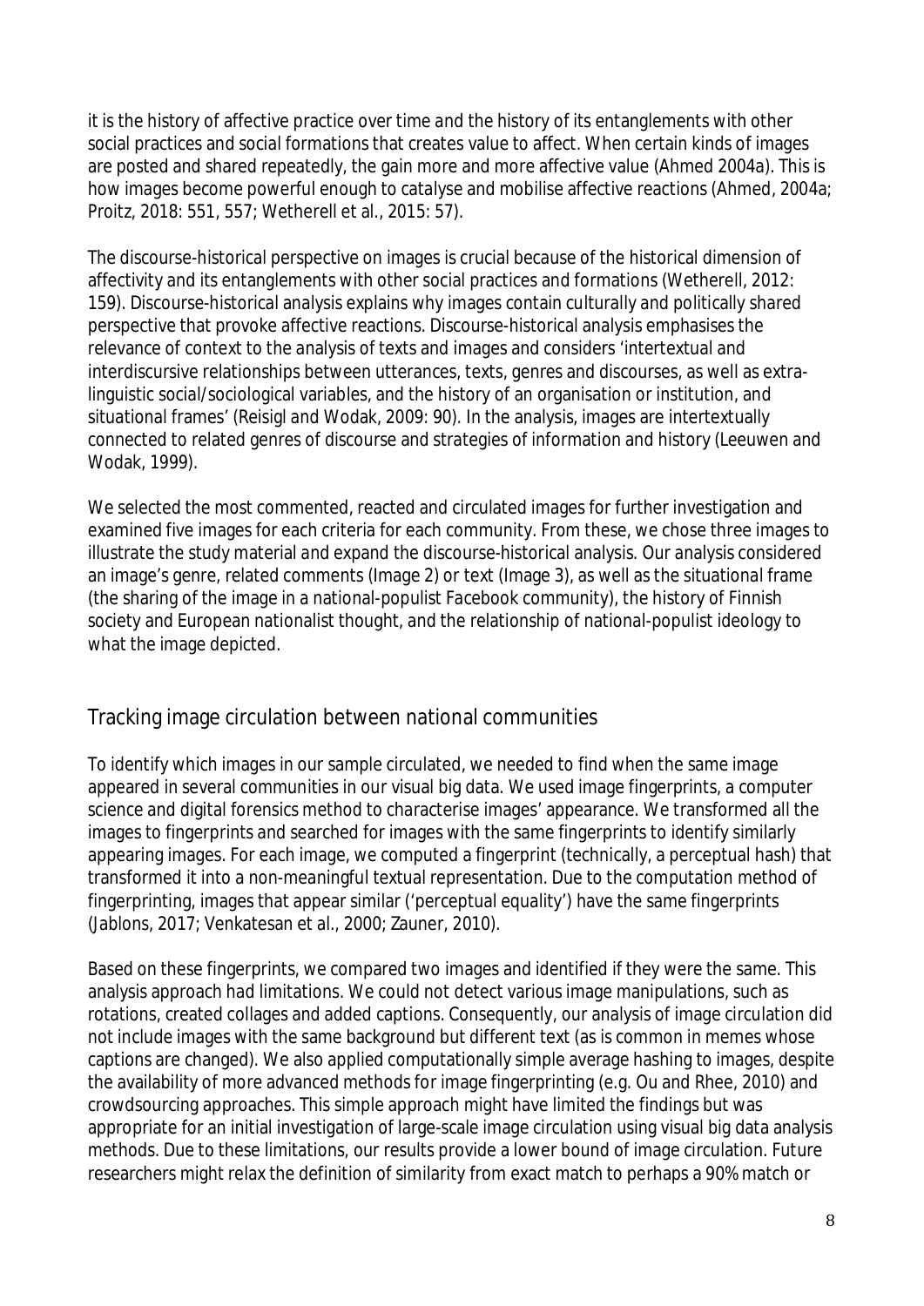it is the history of affective practice over time and the history of its entanglements with other social practices and social formations that creates value to affect. When certain kinds of images are posted and shared repeatedly, the gain more and more affective value (Ahmed 2004a). This is how images become powerful enough to catalyse and mobilise affective reactions (Ahmed, 2004a; Proitz, 2018: 551, 557; Wetherell et al., 2015: 57).

The discourse-historical perspective on images is crucial because of the historical dimension of affectivity and its entanglements with other social practices and formations (Wetherell, 2012: 159). Discourse-historical analysis explains why images contain culturally and politically shared perspective that provoke affective reactions. Discourse-historical analysis emphasises the relevance of context to the analysis of texts and images and considers 'intertextual and interdiscursive relationships between utterances, texts, genres and discourses, as well as extra-linguistic social/sociological variables, and the history of an organisation or institution, and situational frames' (Reisigl and Wodak, 2009: 90). In the analysis, images are intertextually connected to related genres of discourse and strategies of information and history (Leeuwen and Wodak, 1999).

We selected the most commented, reacted and circulated images for further investigation and examined five images for each criteria for each community. From these, we chose three images to illustrate the study material and expand the discourse-historical analysis. Our analysis considered an image's genre, related comments (Image 2) or text (Image 3), as well as the situational frame (the sharing of the image in a national-populist Facebook community), the history of Finnish society and European nationalist thought, and the relationship of national-populist ideology to what the image depicted.

## Tracking image circulation between national communities

To identify which images in our sample circulated, we needed to find when the same image appeared in several communities in our visual big data. We used image fingerprints, a computer science and digital forensics method to characterise images' appearance. We transformed all the images to fingerprints and searched for images with the same fingerprints to identify similarly appearing images. For each image, we computed a fingerprint (technically, a perceptual hash) that transformed it into a non-meaningful textual representation. Due to the computation method of fingerprinting, images that appear similar ('perceptual equality') have the same fingerprints (Jablons, 2017; Venkatesan et al., 2000; Zauner, 2010).

Based on these fingerprints, we compared two images and identified if they were the same. This analysis approach had limitations. We could not detect various image manipulations, such as rotations, created collages and added captions. Consequently, our analysis of image circulation did not include images with the same background but different text (as is common in memes whose captions are changed). We also applied computationally simple average hashing to images, despite the availability of more advanced methods for image fingerprinting (e.g. Ou and Rhee, 2010) and crowdsourcing approaches. This simple approach might have limited the findings but was appropriate for an initial investigation of large-scale image circulation using visual big data analysis methods. Due to these limitations, our results provide a lower bound of image circulation. Future researchers might relax the definition of similarity from exact match to perhaps a 90% match or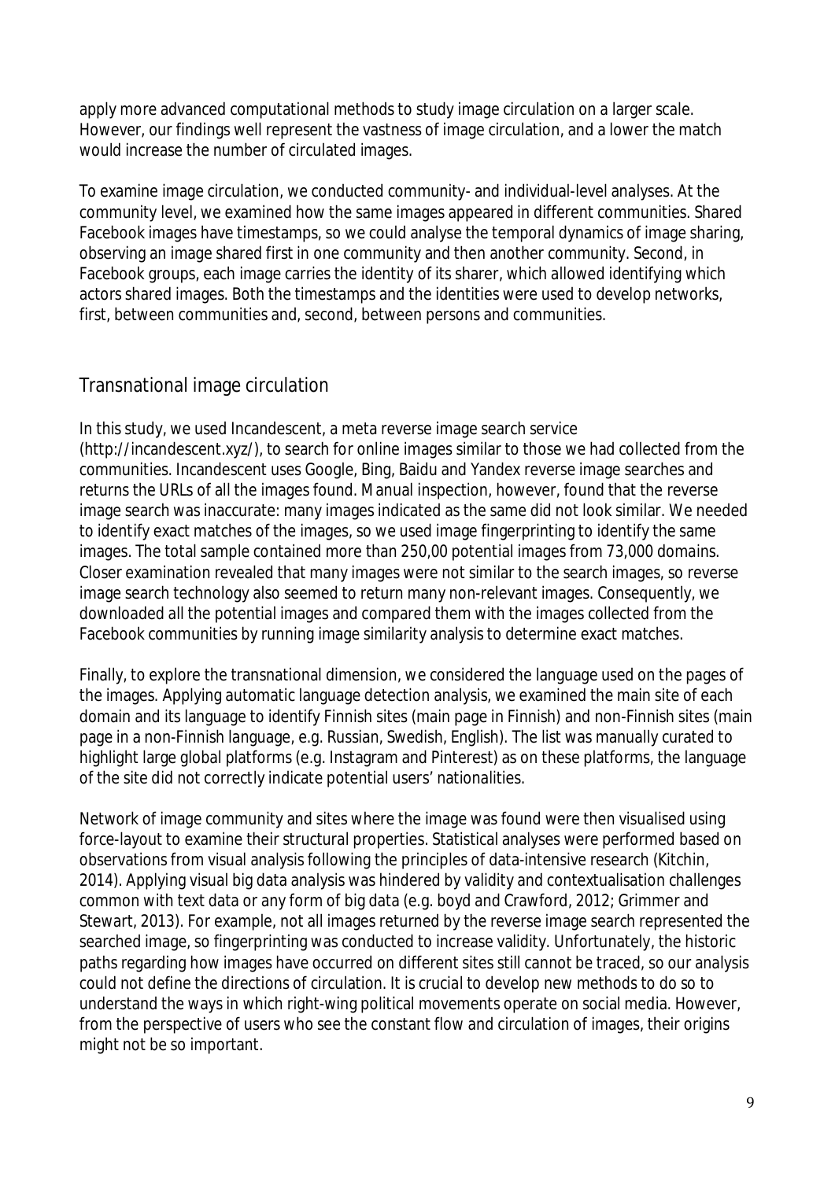apply more advanced computational methods to study image circulation on a larger scale. However, our findings well represent the vastness of image circulation, and a lower the match would increase the number of circulated images.

To examine image circulation, we conducted community- and individual-level analyses. At the community level, we examined how the same images appeared in different communities. Shared Facebook images have timestamps, so we could analyse the temporal dynamics of image sharing, observing an image shared first in one community and then another community. Second, in Facebook groups, each image carries the identity of its sharer, which allowed identifying which actors shared images. Both the timestamps and the identities were used to develop networks, first, between communities and, second, between persons and communities.

## Transnational image circulation

In this study, we used Incandescent, a meta reverse image search service (http://incandescent.xyz/), to search for online images similar to those we had collected from the communities. Incandescent uses Google, Bing, Baidu and Yandex reverse image searches and returns the URLs of all the images found. Manual inspection, however, found that the reverse image search was inaccurate: many images indicated as the same did not look similar. We needed to identify exact matches of the images, so we used image fingerprinting to identify the same images. The total sample contained more than 250,00 potential images from 73,000 domains. Closer examination revealed that many images were not similar to the search images, so reverse image search technology also seemed to return many non-relevant images. Consequently, we downloaded all the potential images and compared them with the images collected from the Facebook communities by running image similarity analysis to determine exact matches.

Finally, to explore the transnational dimension, we considered the language used on the pages of the images. Applying automatic language detection analysis, we examined the main site of each domain and its language to identify Finnish sites (main page in Finnish) and non-Finnish sites (main page in a non-Finnish language, e.g. Russian, Swedish, English). The list was manually curated to highlight large global platforms (e.g. Instagram and Pinterest) as on these platforms, the language of the site did not correctly indicate potential users' nationalities.

Network of image community and sites where the image was found were then visualised using force-layout to examine their structural properties. Statistical analyses were performed based on observations from visual analysis following the principles of data-intensive research (Kitchin, 2014). Applying visual big data analysis was hindered by validity and contextualisation challenges common with text data or any form of big data (e.g. boyd and Crawford, 2012; Grimmer and Stewart, 2013). For example, not all images returned by the reverse image search represented the searched image, so fingerprinting was conducted to increase validity. Unfortunately, the historic paths regarding how images have occurred on different sites still cannot be traced, so our analysis could not define the directions of circulation. It is crucial to develop new methods to do so to understand the ways in which right-wing political movements operate on social media. However, from the perspective of users who see the constant flow and circulation of images, their origins might not be so important.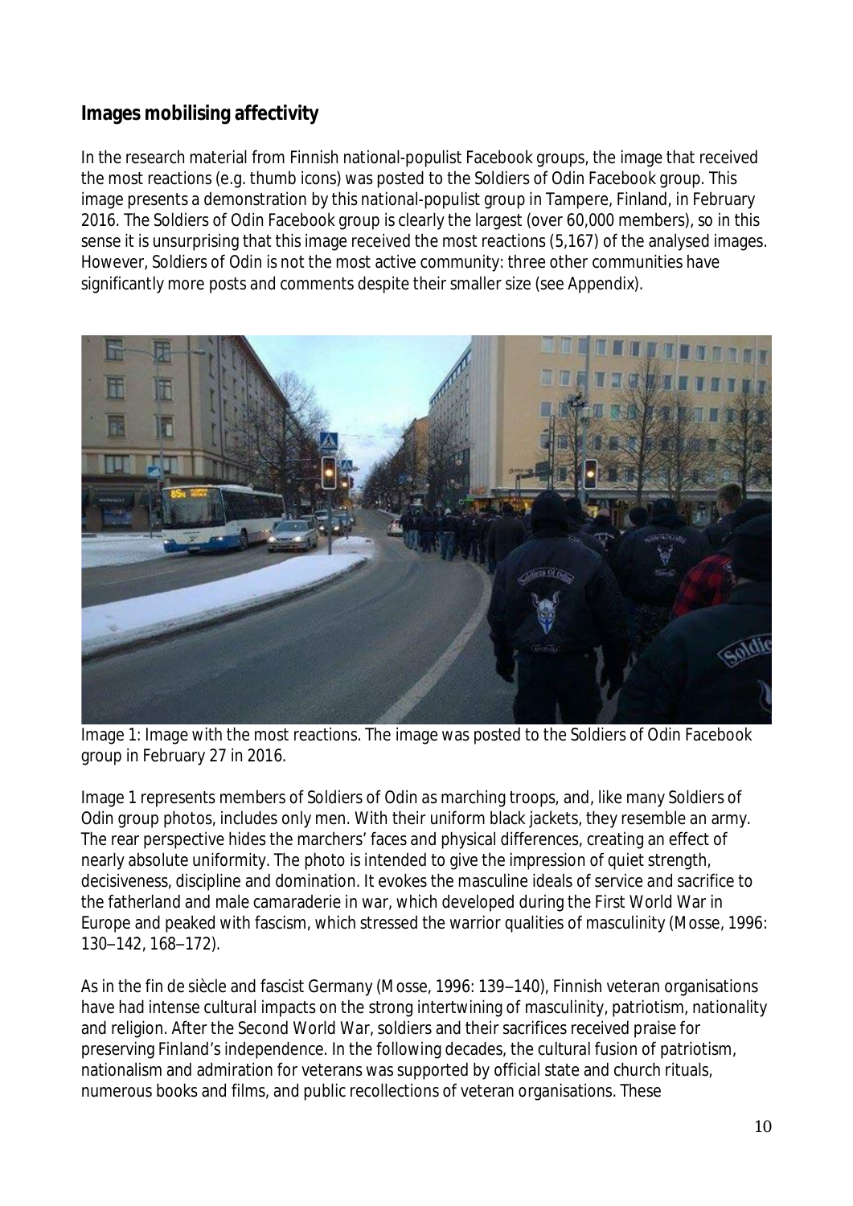## Images mobilising affectivity

In the research material from Finnish national-populist Facebook groups, the image that received the most reactions (e.g. thumb icons) was posted to the Soldiers of Odin Facebook group. This image presents a demonstration by this national-populist group in Tampere, Finland, in February 2016. The Soldiers of Odin Facebook group is clearly the largest (over 60,000 members), so in this sense it is unsurprising that this image received the most reactions (5,167) of the analysed images. However, Soldiers of Odin is not the most active community: three other communities have significantly more posts and comments despite their smaller size (see Appendix).

Image 1: Image with the most reactions. The image was posted to the Soldiers of Odin Facebook group in February 27 in 2016.

Image 1 represents members of Soldiers of Odin as marching troops, and, like many Soldiers of Odin group photos, includes only men. With their uniform black jackets, they resemble an army. The rear perspective hides the marchers' faces and physical differences, creating an effect of nearly absolute uniformity. The photo is intended to give the impression of quiet strength, decisiveness, discipline and domination. It evokes the masculine ideals of service and sacrifice to the fatherland and male camaraderie in war, which developed during the First World War in Europe and peaked with fascism, which stressed the warrior qualities of masculinity (Mosse, 1996: 130–142, 168–172).

As in the fin de siècle and fascist Germany (Mosse, 1996: 139–140), Finnish veteran organisations have had intense cultural impacts on the strong intertwining of masculinity, patriotism, nationality and religion. After the Second World War, soldiers and their sacrifices received praise for preserving Finland's independence. In the following decades, the cultural fusion of patriotism, nationalism and admiration for veterans was supported by official state and church rituals, numerous books and films, and public recollections of veteran organisations. These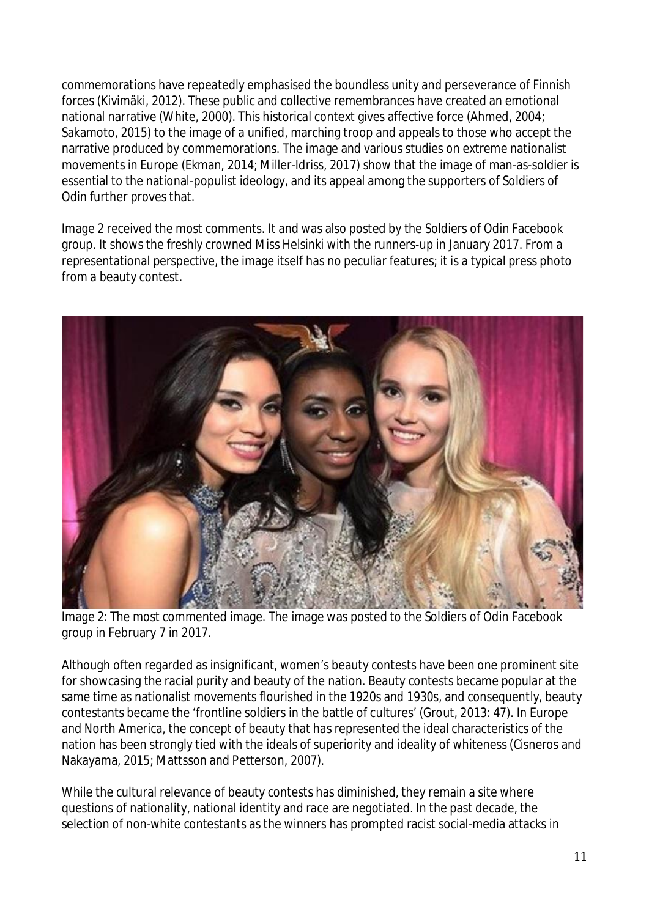commemorations have repeatedly emphasised the boundless unity and perseverance of Finnish forces (Kivimäki, 2012). These public and collective remembrances have created an emotional national narrative (White, 2000). This historical context gives affective force (Ahmed, 2004; Sakamoto, 2015) to the image of a unified, marching troop and appeals to those who accept the narrative produced by commemorations. The image and various studies on extreme nationalist movements in Europe (Ekman, 2014; Miller-Idriss, 2017) show that the image of man-as-soldier is essential to the national-populist ideology, and its appeal among the supporters of Soldiers of Odin further proves that.

Image 2 received the most comments. It and was also posted by the Soldiers of Odin Facebook group. It shows the freshly crowned Miss Helsinki with the runners-up in January 2017. From a representational perspective, the image itself has no peculiar features; it is a typical press photo from a beauty contest.

Image 2: The most commented image. The image was posted to the Soldiers of Odin Facebook group in February 7 in 2017.

Although often regarded as insignificant, women's beauty contests have been one prominent site for showcasing the racial purity and beauty of the nation. Beauty contests became popular at the same time as nationalist movements flourished in the 1920s and 1930s, and consequently, beauty contestants became the 'frontline soldiers in the battle of cultures' (Grout, 2013: 47). In Europe and North America, the concept of beauty that has represented the ideal characteristics of the nation has been strongly tied with the ideals of superiority and ideality of whiteness (Cisneros and Nakayama, 2015; Mattsson and Petterson, 2007).

While the cultural relevance of beauty contests has diminished, they remain a site where questions of nationality, national identity and race are negotiated. In the past decade, the selection of non-white contestants as the winners has prompted racist social-media attacks in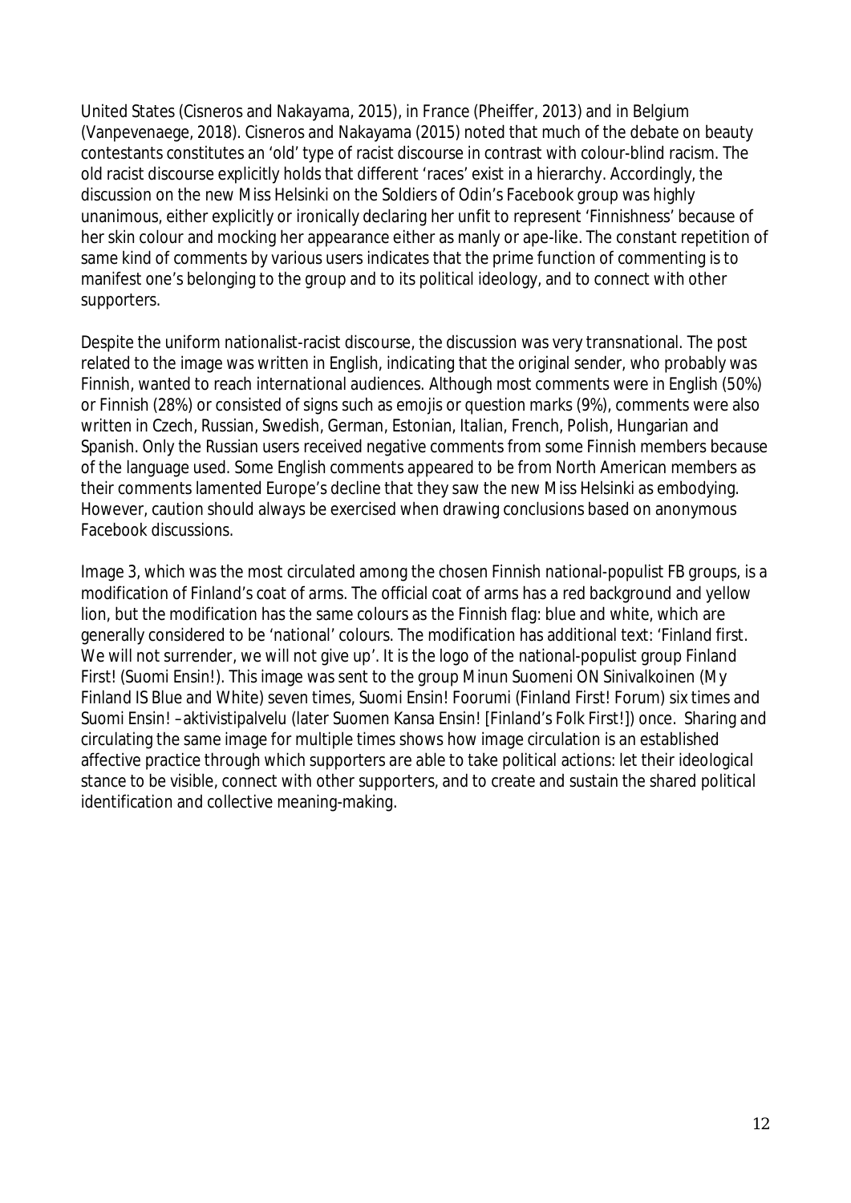United States (Cisneros and Nakayama, 2015), in France (Pheiffer, 2013) and in Belgium (Vanpevenaege, 2018). Cisneros and Nakayama (2015) noted that much of the debate on beauty contestants constitutes an 'old' type of racist discourse in contrast with colour-blind racism. The old racist discourse explicitly holds that different 'races' exist in a hierarchy. Accordingly, the discussion on the new Miss Helsinki on the Soldiers of Odin's Facebook group was highly unanimous, either explicitly or ironically declaring her unfit to represent 'Finnishness' because of her skin colour and mocking her appearance either as manly or ape-like. The constant repetition of same kind of comments by various users indicates that the prime function of commenting is to manifest one's belonging to the group and to its political ideology, and to connect with other supporters.

Despite the uniform nationalist-racist discourse, the discussion was very transnational. The post related to the image was written in English, indicating that the original sender, who probably was Finnish, wanted to reach international audiences. Although most comments were in English (50%) or Finnish (28%) or consisted of signs such as emojis or question marks (9%), comments were also written in Czech, Russian, Swedish, German, Estonian, Italian, French, Polish, Hungarian and Spanish. Only the Russian users received negative comments from some Finnish members because of the language used. Some English comments appeared to be from North American members as their comments lamented Europe's decline that they saw the new Miss Helsinki as embodying. However, caution should always be exercised when drawing conclusions based on anonymous Facebook discussions.

Image 3, which was the most circulated among the chosen Finnish national-populist FB groups, is a modification of Finland's coat of arms. The official coat of arms has a red background and yellow lion, but the modification has the same colours as the Finnish flag: blue and white, which are generally considered to be 'national' colours. The modification has additional text: 'Finland first. We will not surrender, we will not give up'. It is the logo of the national-populist group Finland First! (Suomi Ensin!). This image was sent to the group Minun Suomeni ON Sinivalkoinen (My Finland IS Blue and White) seven times, Suomi Ensin! Foorumi (Finland First! Forum) six times and Suomi Ensin! –aktivistipalvelu (later Suomen Kansa Ensin! [Finland's Folk First!]) once. Sharing and circulating the same image for multiple times shows how image circulation is an established affective practice through which supporters are able to take political actions: let their ideological stance to be visible, connect with other supporters, and to create and sustain the shared political identification and collective meaning-making.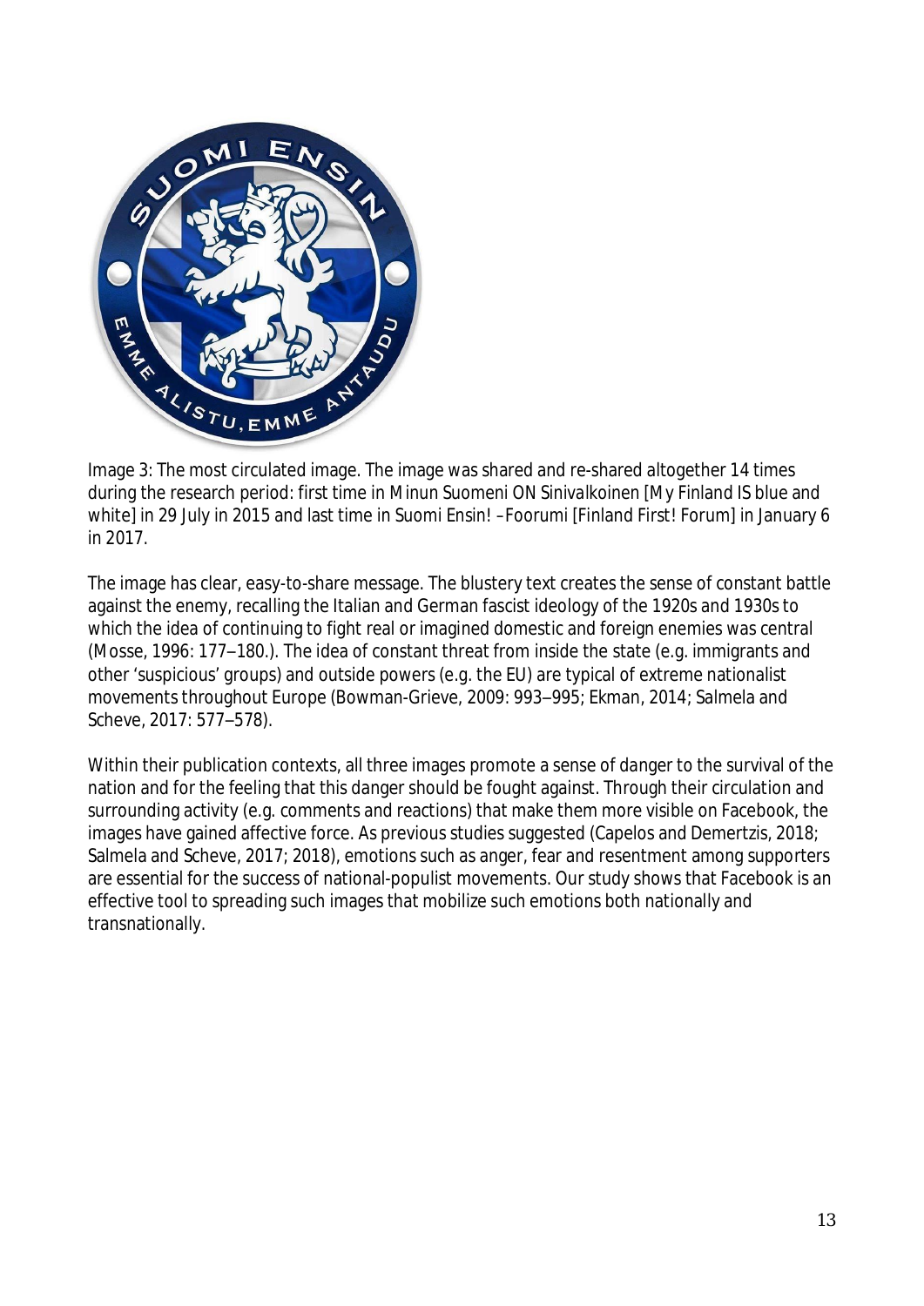Image 3: The most circulated image. The image was shared and re-shared altogether 14 times during the research period: first time in *Minun Suomeni ON Sinivalkoinen* [My Finland IS blue and white] in 29 July in 2015 and last time in *Suomi Ensin! –Foorumi* [Finland First! Forum] in January 6 in 2017.

The image has clear, easy-to-share message. The blustery text creates the sense of constant battle against the enemy, recalling the Italian and German fascist ideology of the 1920s and 1930s to which the idea of continuing to fight real or imagined domestic and foreign enemies was central (Mosse, 1996: 177–180.). The idea of constant threat from inside the state (e.g. immigrants and other 'suspicious' groups) and outside powers (e.g. the EU) are typical of extreme nationalist movements throughout Europe (Bowman-Grieve, 2009: 993–995; Ekman, 2014; Salmela and Scheve, 2017: 577–578).

Within their publication contexts, all three images promote a sense of danger to the survival of the nation and for the feeling that this danger should be fought against. Through their circulation and surrounding activity (e.g. comments and reactions) that make them more visible on Facebook, the images have gained affective force. As previous studies suggested (Capelos and Demertzis, 2018; Salmela and Scheve, 2017; 2018), emotions such as anger, fear and resentment among supporters are essential for the success of national-populist movements. Our study shows that Facebook is an effective tool to spreading such images that mobilize such emotions both nationally and transnationally.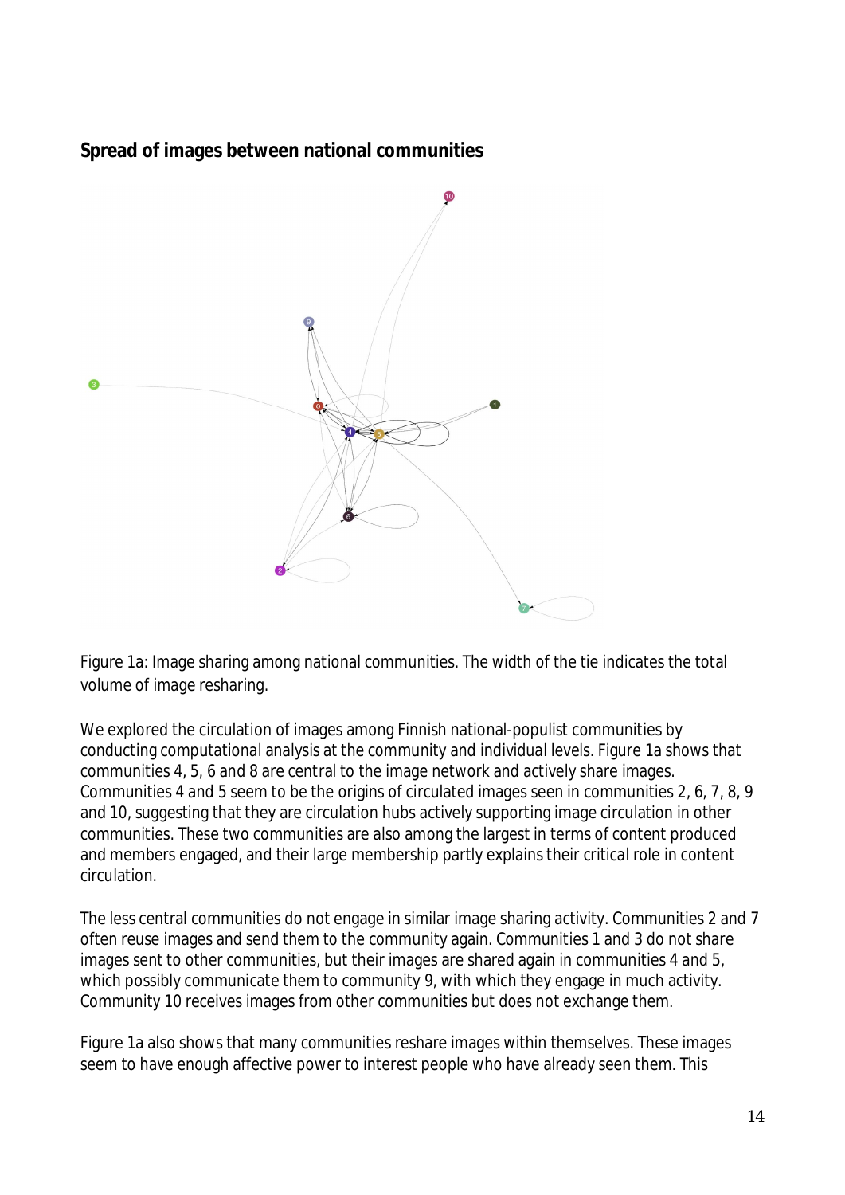**Spread of images between national communities**

Figure 1a: Image sharing among national communities. The width of the tie indicates the total volume of image resharing.

We explored the circulation of images among Finnish national-populist communities by conducting computational analysis at the community and individual levels. Figure 1a shows that communities 4, 5, 6 and 8 are central to the image network and actively share images. Communities 4 and 5 seem to be the origins of circulated images seen in communities 2, 6, 7, 8, 9 and 10, suggesting that they are circulation hubs actively supporting image circulation in other communities. These two communities are also among the largest in terms of content produced and members engaged, and their large membership partly explains their critical role in content circulation.

The less central communities do not engage in similar image sharing activity. Communities 2 and 7 often reuse images and send them to the community again. Communities 1 and 3 do not share images sent to other communities, but their images are shared again in communities 4 and 5, which possibly communicate them to community 9, with which they engage in much activity. Community 10 receives images from other communities but does not exchange them.

Figure 1a also shows that many communities reshare images within themselves. These images seem to have enough affective power to interest people who have already seen them. This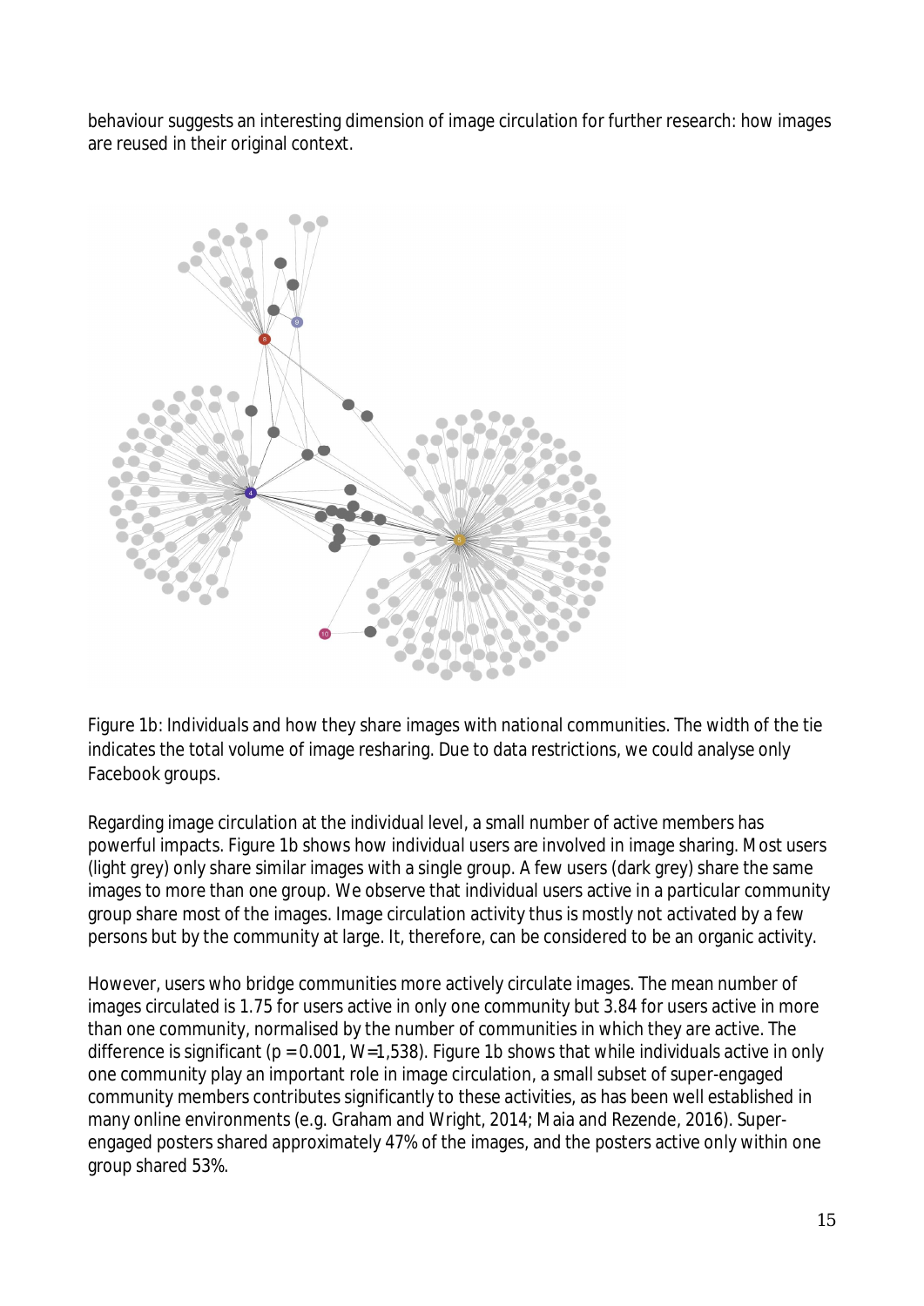behaviour suggests an interesting dimension of image circulation for further research: how images are reused in their original context.

Figure 1b: Individuals and how they share images with national communities. The width of the tie indicates the total volume of image resharing. Due to data restrictions, we could analyse only Facebook groups.

Regarding image circulation at the individual level, a small number of active members has powerful impacts. Figure 1b shows how individual users are involved in image sharing. Most users (light grey) only share similar images with a single group. A few users (dark grey) share the same images to more than one group. We observe that individual users active in a particular community group share most of the images. Image circulation activity thus is mostly not activated by a few persons but by the community at large. It, therefore, can be considered to be an organic activity.

However, users who bridge communities more actively circulate images. The mean number of images circulated is 1.75 for users active in only one community but 3.84 for users active in more than one community, normalised by the number of communities in which they are active. The difference is significant ($p = 0.001$, $W$=1,538). Figure 1b shows that while individuals active in only one community play an important role in image circulation, a small subset of super-engaged community members contributes significantly to these activities, as has been well established in many online environments (e.g. Graham and Wright, 2014; Maia and Rezende, 2016). Super-engaged posters shared approximately 47% of the images, and the posters active only within one group shared 53%.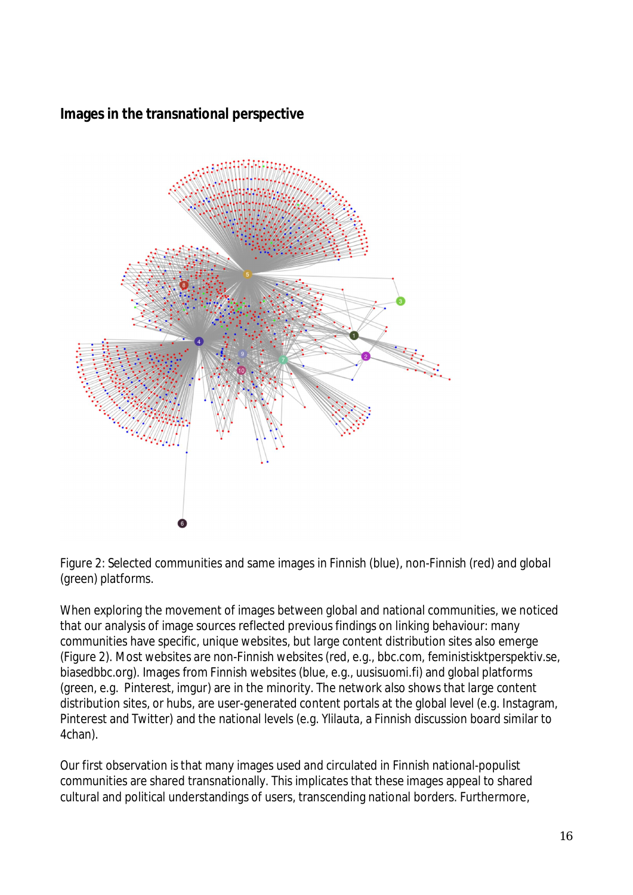## Images in the transnational perspective

Figure 2: Selected communities and same images in Finnish (blue), non-Finnish (red) and global (green) platforms.

When exploring the movement of images between global and national communities, we noticed that our analysis of image sources reflected previous findings on linking behaviour: many communities have specific, unique websites, but large content distribution sites also emerge (Figure 2). Most websites are non-Finnish websites (red, e.g., bbc.com, feministisktperspektiv.se, biasedbbc.org). Images from Finnish websites (blue, e.g., uusisuomi.fi) and global platforms (green, e.g. Pinterest, imgur) are in the minority. The network also shows that large content distribution sites, or hubs, are user-generated content portals at the global level (e.g. Instagram, Pinterest and Twitter) and the national levels (e.g. Ylilauta, a Finnish discussion board similar to 4chan).

Our first observation is that many images used and circulated in Finnish national-populist communities are shared transnationally. This implicates that these images appeal to shared cultural and political understandings of users, transcending national borders. Furthermore,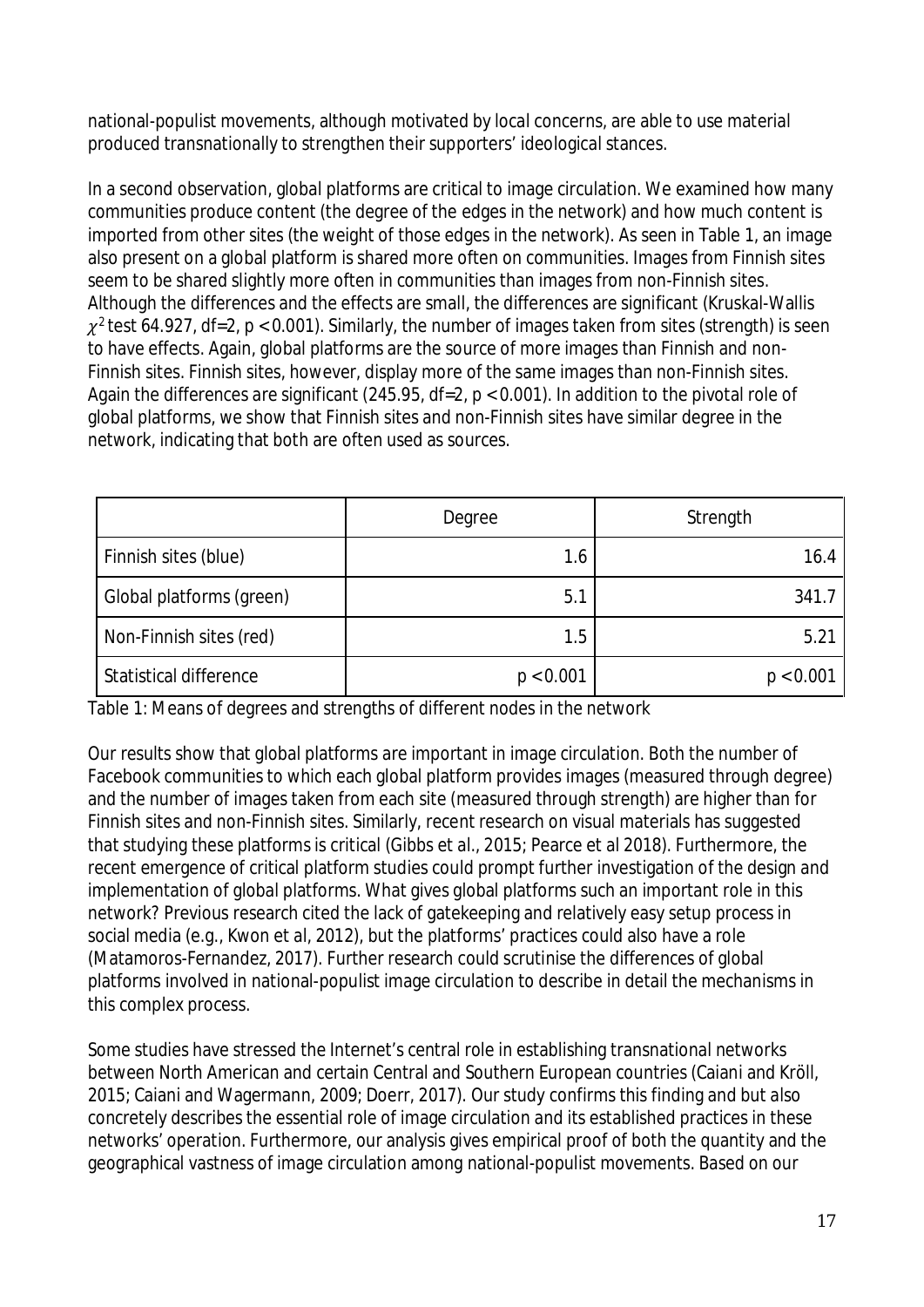national-populist movements, although motivated by local concerns, are able to use material produced transnationally to strengthen their supporters' ideological stances.

In a second observation, global platforms are critical to image circulation. We examined how many communities produce content (the degree of the edges in the network) and how much content is imported from other sites (the weight of those edges in the network). As seen in Table 1, an image also present on a global platform is shared more often on communities. Images from Finnish sites seem to be shared slightly more often in communities than images from non-Finnish sites. Although the differences and the effects are small, the differences are significant (Kruskal-Wallis $\chi^2$ test 64.927, df=2, $p < 0.001$). Similarly, the number of images taken from sites (strength) is seen to have effects. Again, global platforms are the source of more images than Finnish and non-Finnish sites. Finnish sites, however, display more of the same images than non-Finnish sites. Again the differences are significant (245.95, df=2, $p < 0.001$). In addition to the pivotal role of global platforms, we show that Finnish sites and non-Finnish sites have similar degree in the network, indicating that both are often used as sources.

| | Degree | Strength |
|---|---|---|
| Finnish sites (blue) | 1.6 | 16.4 |
| Global platforms (green) | 5.1 | 341.7 |
| Non-Finnish sites (red) | 1.5 | 5.21 |
| Statistical difference | $p < 0.001$ | $p < 0.001$ |

Table 1: Means of degrees and strengths of different nodes in the network

Our results show that global platforms are important in image circulation. Both the number of Facebook communities to which each global platform provides images (measured through degree) and the number of images taken from each site (measured through strength) are higher than for Finnish sites and non-Finnish sites. Similarly, recent research on visual materials has suggested that studying these platforms is critical (Gibbs et al., 2015; Pearce et al 2018). Furthermore, the recent emergence of critical platform studies could prompt further investigation of the design and implementation of global platforms. What gives global platforms such an important role in this network? Previous research cited the lack of gatekeeping and relatively easy setup process in social media (e.g., Kwon et al, 2012), but the platforms' practices could also have a role (Matamoros-Fernandez, 2017). Further research could scrutinise the differences of global platforms involved in national-populist image circulation to describe in detail the mechanisms in this complex process.

Some studies have stressed the Internet's central role in establishing transnational networks between North American and certain Central and Southern European countries (Caiani and Kröll, 2015; Caiani and Wagermann, 2009; Doerr, 2017). Our study confirms this finding and but also concretely describes the essential role of image circulation and its established practices in these networks' operation. Furthermore, our analysis gives empirical proof of both the quantity and the geographical vastness of image circulation among national-populist movements. Based on our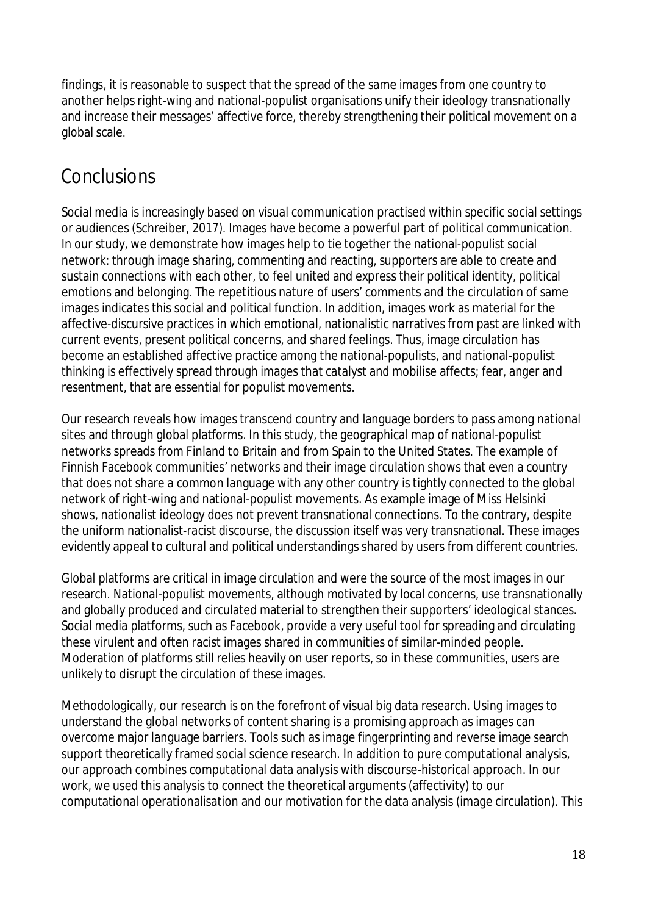findings, it is reasonable to suspect that the spread of the same images from one country to another helps right-wing and national-populist organisations unify their ideology transnationally and increase their messages' affective force, thereby strengthening their political movement on a global scale.

# Conclusions

Social media is increasingly based on visual communication practised within specific social settings or audiences (Schreiber, 2017). Images have become a powerful part of political communication. In our study, we demonstrate how images help to tie together the national-populist social network: through image sharing, commenting and reacting, supporters are able to create and sustain connections with each other, to feel united and express their political identity, political emotions and belonging. The repetitious nature of users' comments and the circulation of same images indicates this social and political function. In addition, images work as material for the affective-discursive practices in which emotional, nationalistic narratives from past are linked with current events, present political concerns, and shared feelings. Thus, image circulation has become an established affective practice among the national-populists, and national-populist thinking is effectively spread through images that catalyst and mobilise affects; fear, anger and resentment, that are essential for populist movements.

Our research reveals how images transcend country and language borders to pass among national sites and through global platforms. In this study, the geographical map of national-populist networks spreads from Finland to Britain and from Spain to the United States. The example of Finnish Facebook communities' networks and their image circulation shows that even a country that does not share a common language with any other country is tightly connected to the global network of right-wing and national-populist movements. As example image of Miss Helsinki shows, nationalist ideology does not prevent transnational connections. To the contrary, despite the uniform nationalist-racist discourse, the discussion itself was very transnational. These images evidently appeal to cultural and political understandings shared by users from different countries.

Global platforms are critical in image circulation and were the source of the most images in our research. National-populist movements, although motivated by local concerns, use transnationally and globally produced and circulated material to strengthen their supporters' ideological stances. Social media platforms, such as Facebook, provide a very useful tool for spreading and circulating these virulent and often racist images shared in communities of similar-minded people. Moderation of platforms still relies heavily on user reports, so in these communities, users are unlikely to disrupt the circulation of these images.

Methodologically, our research is on the forefront of visual big data research. Using images to understand the global networks of content sharing is a promising approach as images can overcome major language barriers. Tools such as image fingerprinting and reverse image search support theoretically framed social science research. In addition to pure computational analysis, our approach combines computational data analysis with discourse-historical approach. In our work, we used this analysis to connect the theoretical arguments (affectivity) to our computational operationalisation and our motivation for the data analysis (image circulation). This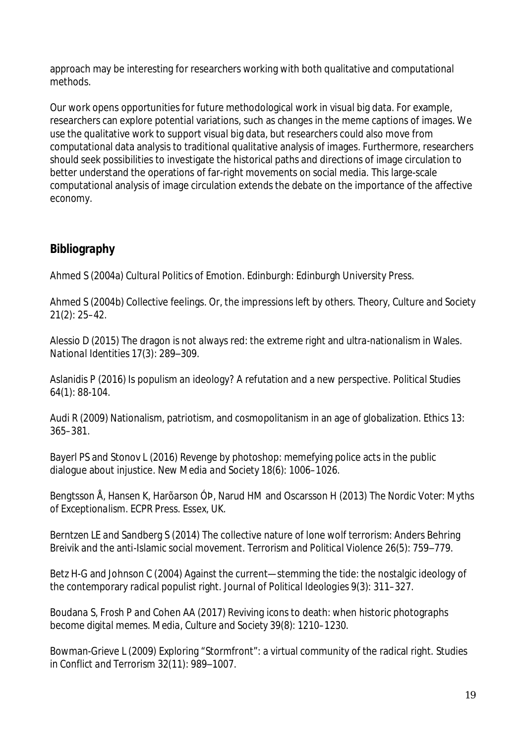approach may be interesting for researchers working with both qualitative and computational methods.

Our work opens opportunities for future methodological work in visual big data. For example, researchers can explore potential variations, such as changes in the meme captions of images. We use the qualitative work to support visual big data, but researchers could also move from computational data analysis to traditional qualitative analysis of images. Furthermore, researchers should seek possibilities to investigate the historical paths and directions of image circulation to better understand the operations of far-right movements on social media. This large-scale computational analysis of image circulation extends the debate on the importance of the affective economy.

## Bibliography

Ahmed S (2004a) *Cultural Politics of Emotion*. Edinburgh: Edinburgh University Press.

Ahmed S (2004b) Collective feelings. Or, the impressions left by others. *Theory, Culture and Society* 21(2): 25–42.

Alessio D (2015) The dragon is not always red: the extreme right and ultra-nationalism in Wales. *National Identities* 17(3): 289–309.

Aslanidis P (2016) Is populism an ideology? A refutation and a new perspective. *Political Studies* 64(1): 88-104.

Audi R (2009) Nationalism, patriotism, and cosmopolitanism in an age of globalization. Ethics 13: 365–381.

Bayerl PS and Stonov L (2016) Revenge by photoshop: memefying police acts in the public dialogue about injustice. *New Media and Society* 18(6): 1006–1026.

Bengtsson Å, Hansen K, Harõarson ÓÞ, Narud HM and Oscarsson H (2013) *The Nordic Voter: Myths of Exceptionalism*. ECPR Press. Essex, UK.

Berntzen LE and Sandberg S (2014) The collective nature of lone wolf terrorism: Anders Behring Breivik and the anti-Islamic social movement. *Terrorism and Political Violence* 26(5): 759–779.

Betz H-G and Johnson C (2004) Against the current—stemming the tide: the nostalgic ideology of the contemporary radical populist right. *Journal of Political Ideologies* 9(3): 311–327.

Boudana S, Frosh P and Cohen AA (2017) Reviving icons to death: when historic photographs become digital memes. *Media, Culture and Society* 39(8): 1210–1230.

Bowman-Grieve L (2009) Exploring "Stormfront": a virtual community of the radical right. *Studies in Conflict and Terrorism* 32(11): 989–1007.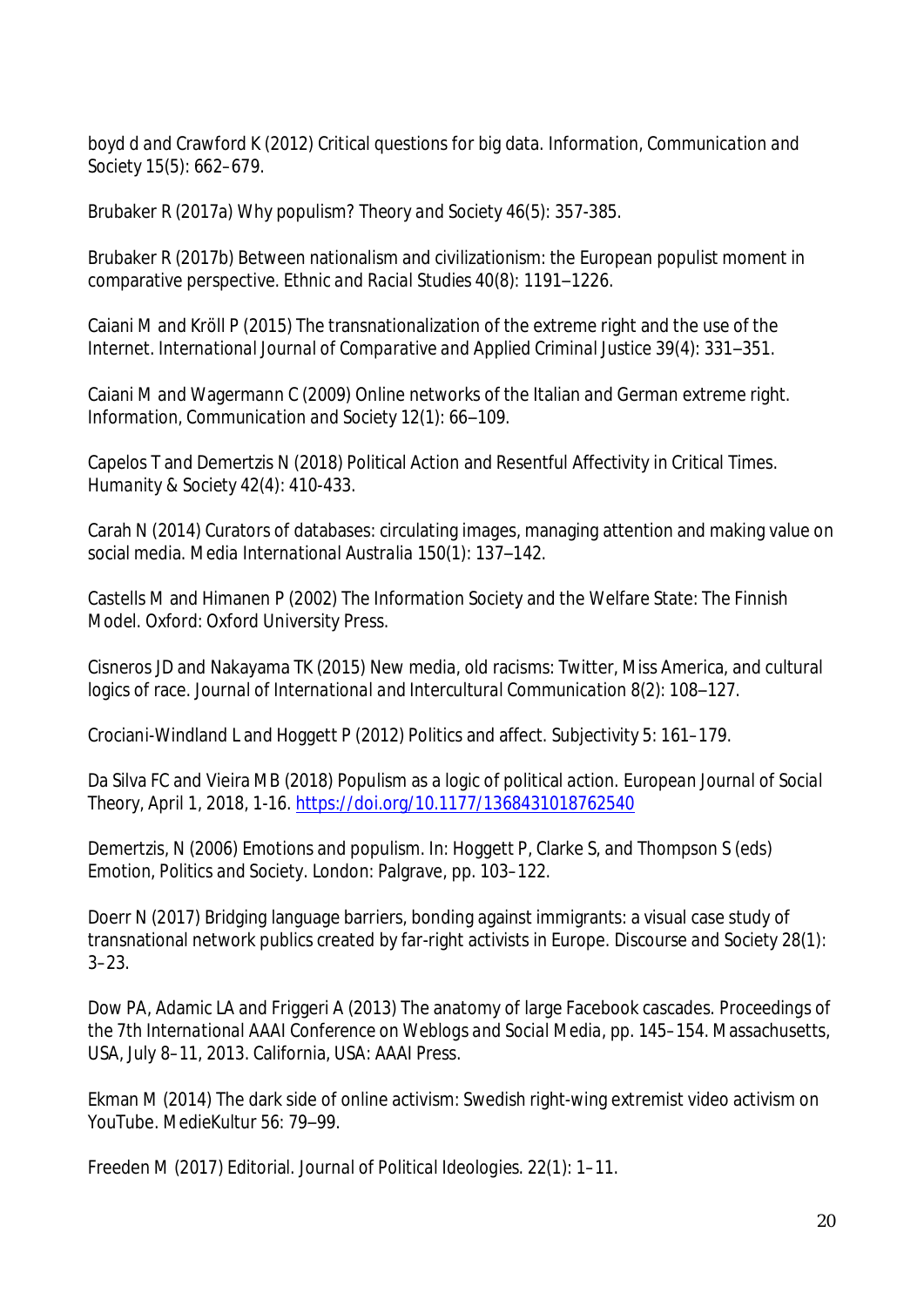boyd d and Crawford K (2012) Critical questions for big data. *Information, Communication and Society* 15(5): 662–679.

Brubaker R (2017a) Why populism? *Theory and Society* 46(5): 357-385.

Brubaker R (2017b) Between nationalism and civilizationism: the European populist moment in comparative perspective. *Ethnic and Racial Studies* 40(8): 1191–1226.

Caiani M and Kröll P (2015) The transnationalization of the extreme right and the use of the Internet. *International Journal of Comparative and Applied Criminal Justice* 39(4): 331–351.

Caiani M and Wagermann C (2009) Online networks of the Italian and German extreme right. *Information, Communication and Society* 12(1): 66–109.

Capelos T and Demertzis N (2018) Political Action and Resentful Affectivity in Critical Times. *Humanity & Society* 42(4): 410-433.

Carah N (2014) Curators of databases: circulating images, managing attention and making value on social media. *Media International Australia* 150(1): 137–142.

Castells M and Himanen P (2002) *The Information Society and the Welfare State: The Finnish Model*. Oxford: Oxford University Press.

Cisneros JD and Nakayama TK (2015) New media, old racisms: Twitter, Miss America, and cultural logics of race. *Journal of International and Intercultural Communication* 8(2): 108–127.

Crociani-Windland L and Hoggett P (2012) Politics and affect. *Subjectivity* 5: 161–179.

Da Silva FC and Vieira MB (2018) Populism as a logic of political action. *European Journal of Social Theory*, April 1, 2018, 1-16. https://doi.org/10.1177/1368431018762540

Demertzis, N (2006) Emotions and populism. In: Hoggett P, Clarke S, and Thompson S (eds) *Emotion, Politics and Society*. London: Palgrave, pp. 103–122.

Doerr N (2017) Bridging language barriers, bonding against immigrants: a visual case study of transnational network publics created by far-right activists in Europe. *Discourse and Society* 28(1): 3–23.

Dow PA, Adamic LA and Friggeri A (2013) The anatomy of large Facebook cascades. *Proceedings of the 7th International AAAI Conference on Weblogs and Social Media*, pp. 145–154. Massachusetts, USA, July 8–11, 2013. California, USA: AAAI Press.

Ekman M (2014) The dark side of online activism: Swedish right-wing extremist video activism on YouTube. *MedieKultur* 56: 79–99.

Freeden M (2017) Editorial. *Journal of Political Ideologies*. 22(1): 1–11.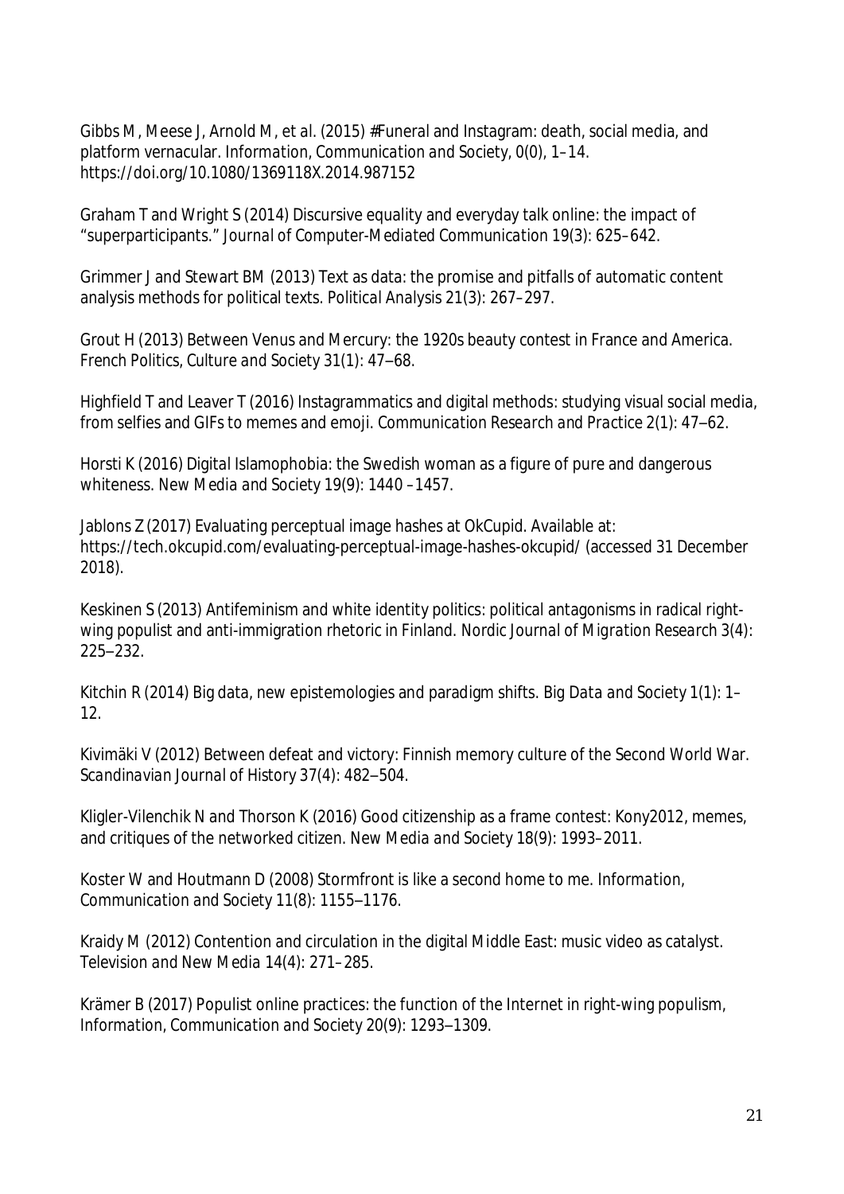Gibbs M, Meese J, Arnold M, et al. (2015) #Funeral and Instagram: death, social media, and platform vernacular. *Information, Communication and Society*, 0(0), 1–14. https://doi.org/10.1080/1369118X.2014.987152

Graham T and Wright S (2014) Discursive equality and everyday talk online: the impact of "superparticipants." *Journal of Computer-Mediated Communication* 19(3): 625–642.

Grimmer J and Stewart BM (2013) Text as data: the promise and pitfalls of automatic content analysis methods for political texts. *Political Analysis* 21(3): 267–297.

Grout H (2013) Between Venus and Mercury: the 1920s beauty contest in France and America. *French Politics, Culture and Society* 31(1): 47–68.

Highfield T and Leaver T (2016) Instagrammatics and digital methods: studying visual social media, from selfies and GIFs to memes and emoji. *Communication Research and Practice* 2(1): 47–62.

Horsti K (2016) Digital Islamophobia: the Swedish woman as a figure of pure and dangerous whiteness. *New Media and Society* 19(9): 1440 –1457.

Jablons Z (2017) Evaluating perceptual image hashes at OkCupid. Available at: https://tech.okcupid.com/evaluating-perceptual-image-hashes-okcupid/ (accessed 31 December 2018).

Keskinen S (2013) Antifeminism and white identity politics: political antagonisms in radical right-wing populist and anti-immigration rhetoric in Finland. *Nordic Journal of Migration Research* 3(4): 225–232.

Kitchin R (2014) Big data, new epistemologies and paradigm shifts. *Big Data and Society* 1(1): 1–12.

Kivimäki V (2012) Between defeat and victory: Finnish memory culture of the Second World War. *Scandinavian Journal of History* 37(4): 482–504.

Kligler-Vilenchik N and Thorson K (2016) Good citizenship as a frame contest: Kony2012, memes, and critiques of the networked citizen. *New Media and Society* 18(9): 1993–2011.

Koster W and Houtmann D (2008) Stormfront is like a second home to me. *Information, Communication and Society* 11(8): 1155–1176.

Kraidy M (2012) Contention and circulation in the digital Middle East: music video as catalyst. *Television and New Media* 14(4): 271–285.

Krämer B (2017) Populist online practices: the function of the Internet in right-wing populism, *Information, Communication and Society* 20(9): 1293–1309.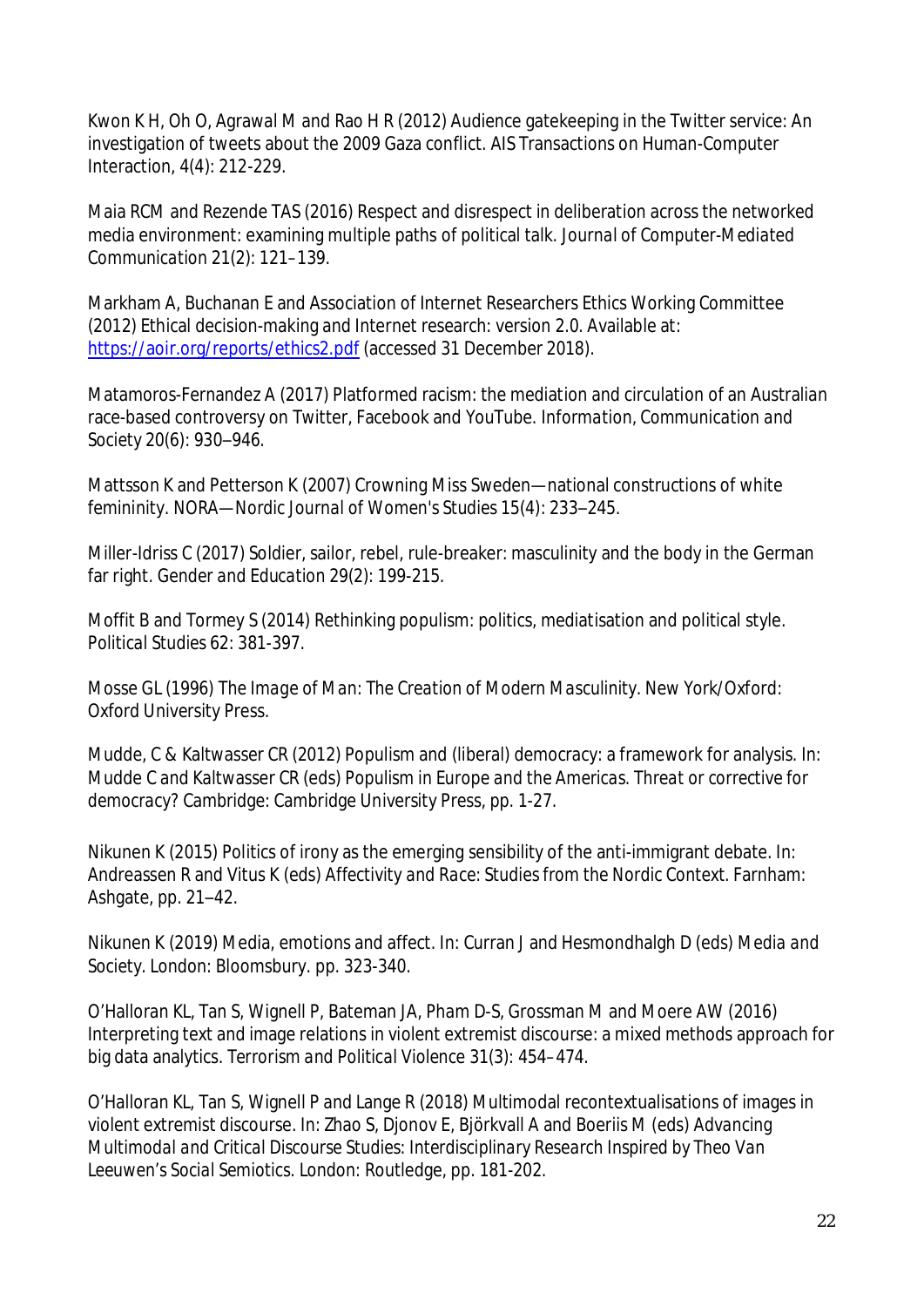Kwon KH, Oh O, Agrawal M and Rao HR (2012) Audience gatekeeping in the Twitter service: An investigation of tweets about the 2009 Gaza conflict. *AIS Transactions on Human-Computer Interaction*, 4(4): 212-229.

Maia RCM and Rezende TAS (2016) Respect and disrespect in deliberation across the networked media environment: examining multiple paths of political talk. *Journal of Computer-Mediated Communication* 21(2): 121–139.

Markham A, Buchanan E and Association of Internet Researchers Ethics Working Committee (2012) Ethical decision-making and Internet research: version 2.0. Available at: https://aoir.org/reports/ethics2.pdf (accessed 31 December 2018).

Matamoros-Fernandez A (2017) Platformed racism: the mediation and circulation of an Australian race-based controversy on Twitter, Facebook and YouTube. *Information, Communication and Society* 20(6): 930–946.

Mattsson K and Petterson K (2007) Crowning Miss Sweden—national constructions of white femininity. *NORA—Nordic Journal of Women's Studies* 15(4): 233–245.

Miller-Idriss C (2017) Soldier, sailor, rebel, rule-breaker: masculinity and the body in the German far right. *Gender and Education* 29(2): 199-215.

Moffit B and Tormey S (2014) Rethinking populism: politics, mediatisation and political style. *Political Studies* 62: 381-397.

Mosse GL (1996) *The Image of Man: The Creation of Modern Masculinity*. New York/Oxford: Oxford University Press.

Mudde, C & Kaltwasser CR (2012) Populism and (liberal) democracy: a framework for analysis. In: Mudde C and Kaltwasser CR (eds) *Populism in Europe and the Americas. Threat or corrective for democracy?* Cambridge: Cambridge University Press, pp. 1-27.

Nikunen K (2015) Politics of irony as the emerging sensibility of the anti-immigrant debate. In: Andreassen R and Vitus K (eds) *Affectivity and Race: Studies from the Nordic Context*. Farnham: Ashgate, pp. 21–42.

Nikunen K (2019) Media, emotions and affect. In: Curran J and Hesmondhalgh D (eds) *Media and Society*. London: Bloomsbury. pp. 323-340.

O'Halloran KL, Tan S, Wignell P, Bateman JA, Pham D-S, Grossman M and Moere AW (2016) Interpreting text and image relations in violent extremist discourse: a mixed methods approach for big data analytics. *Terrorism and Political Violence* 31(3): 454–474.

O'Halloran KL, Tan S, Wignell P and Lange R (2018) Multimodal recontextualisations of images in violent extremist discourse. In: Zhao S, Djonov E, Björkvall A and Boeriis M (eds) *Advancing Multimodal and Critical Discourse Studies: Interdisciplinary Research Inspired by Theo Van Leeuwen's Social Semiotics*. London: Routledge, pp. 181-202.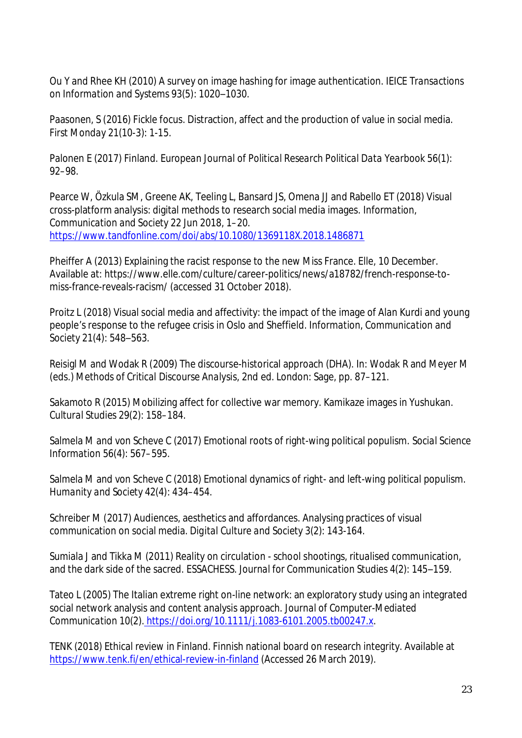Ou Y and Rhee KH (2010) A survey on image hashing for image authentication. *IEICE Transactions on Information and Systems* 93(5): 1020–1030.

Paasonen, S (2016) Fickle focus. Distraction, affect and the production of value in social media. *First Monday* 21(10-3): 1-15.

Palonen E (2017) Finland. *European Journal of Political Research Political Data Yearbook* 56(1): 92–98.

Pearce W, Özkula SM, Greene AK, Teeling L, Bansard JS, Omena JJ and Rabello ET (2018) Visual cross-platform analysis: digital methods to research social media images. *Information, Communication and Society* 22 Jun 2018, 1–20. https://www.tandfonline.com/doi/abs/10.1080/1369118X.2018.1486871

Pheiffer A (2013) Explaining the racist response to the new Miss France. Elle, 10 December. Available at: https://www.elle.com/culture/career-politics/news/a18782/french-response-to-miss-france-reveals-racism/ (accessed 31 October 2018).

Proitz L (2018) Visual social media and affectivity: the impact of the image of Alan Kurdi and young people's response to the refugee crisis in Oslo and Sheffield. *Information, Communication and Society* 21(4): 548–563.

Reisigl M and Wodak R (2009) The discourse-historical approach (DHA). In: Wodak R and Meyer M (eds.) *Methods of Critical Discourse Analysis*, 2nd ed. London: Sage, pp. 87–121.

Sakamoto R (2015) Mobilizing affect for collective war memory. Kamikaze images in Yushukan. *Cultural Studies* 29(2): 158–184.

Salmela M and von Scheve C (2017) Emotional roots of right-wing political populism. *Social Science Information* 56(4): 567–595.

Salmela M and von Scheve C (2018) Emotional dynamics of right- and left-wing political populism. *Humanity and Society* 42(4): 434–454.

Schreiber M (2017) Audiences, aesthetics and affordances. Analysing practices of visual communication on social media. *Digital Culture and Society* 3(2): 143-164.

Sumiala J and Tikka M (2011) Reality on circulation - school shootings, ritualised communication, and the dark side of the sacred. *ESSACHESS. Journal for Communication Studies* 4(2): 145–159.

Tateo L (2005) The Italian extreme right on-line network: an exploratory study using an integrated social network analysis and content analysis approach. *Journal of Computer-Mediated Communication* 10(2). https://doi.org/10.1111/j.1083-6101.2005.tb00247.x.

TENK (2018) Ethical review in Finland. Finnish national board on research integrity. Available at https://www.tenk.fi/en/ethical-review-in-finland (Accessed 26 March 2019).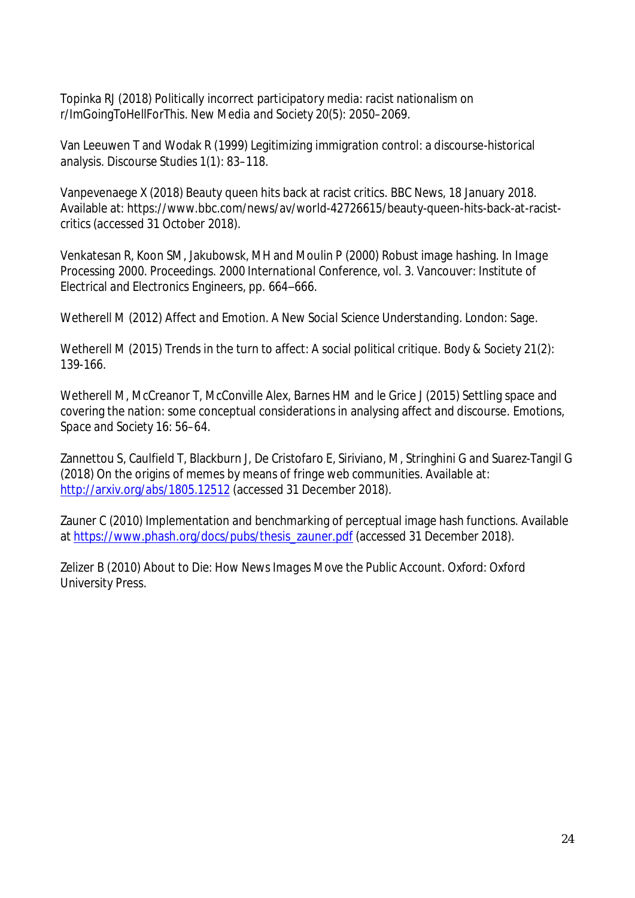Topinka RJ (2018) Politically incorrect participatory media: racist nationalism on r/ImGoingToHellForThis. New Media and Society 20(5): 2050–2069.

Van Leeuwen T and Wodak R (1999) Legitimizing immigration control: a discourse-historical analysis. Discourse Studies 1(1): 83–118.

Vanpevenaege X (2018) Beauty queen hits back at racist critics. BBC News, 18 January 2018. Available at: https://www.bbc.com/news/av/world-42726615/beauty-queen-hits-back-at-racist-critics (accessed 31 October 2018).

Venkatesan R, Koon SM, Jakubowsk, MH and Moulin P (2000) Robust image hashing. In Image Processing 2000. Proceedings. 2000 International Conference, vol. 3. Vancouver: Institute of Electrical and Electronics Engineers, pp. 664–666.

Wetherell M (2012) Affect and Emotion. A New Social Science Understanding. London: Sage.

Wetherell M (2015) Trends in the turn to affect: A social political critique. Body & Society 21(2): 139-166.

Wetherell M, McCreanor T, McConville Alex, Barnes HM and le Grice J (2015) Settling space and covering the nation: some conceptual considerations in analysing affect and discourse. Emotions, Space and Society 16: 56–64.

Zannettou S, Caulfield T, Blackburn J, De Cristofaro E, Siriviano, M, Stringhini G and Suarez-Tangil G (2018) On the origins of memes by means of fringe web communities. Available at: http://arxiv.org/abs/1805.12512 (accessed 31 December 2018).

Zauner C (2010) Implementation and benchmarking of perceptual image hash functions. Available at https://www.phash.org/docs/pubs/thesis_zauner.pdf (accessed 31 December 2018).

Zelizer B (2010) About to Die: How News Images Move the Public Account. Oxford: Oxford University Press.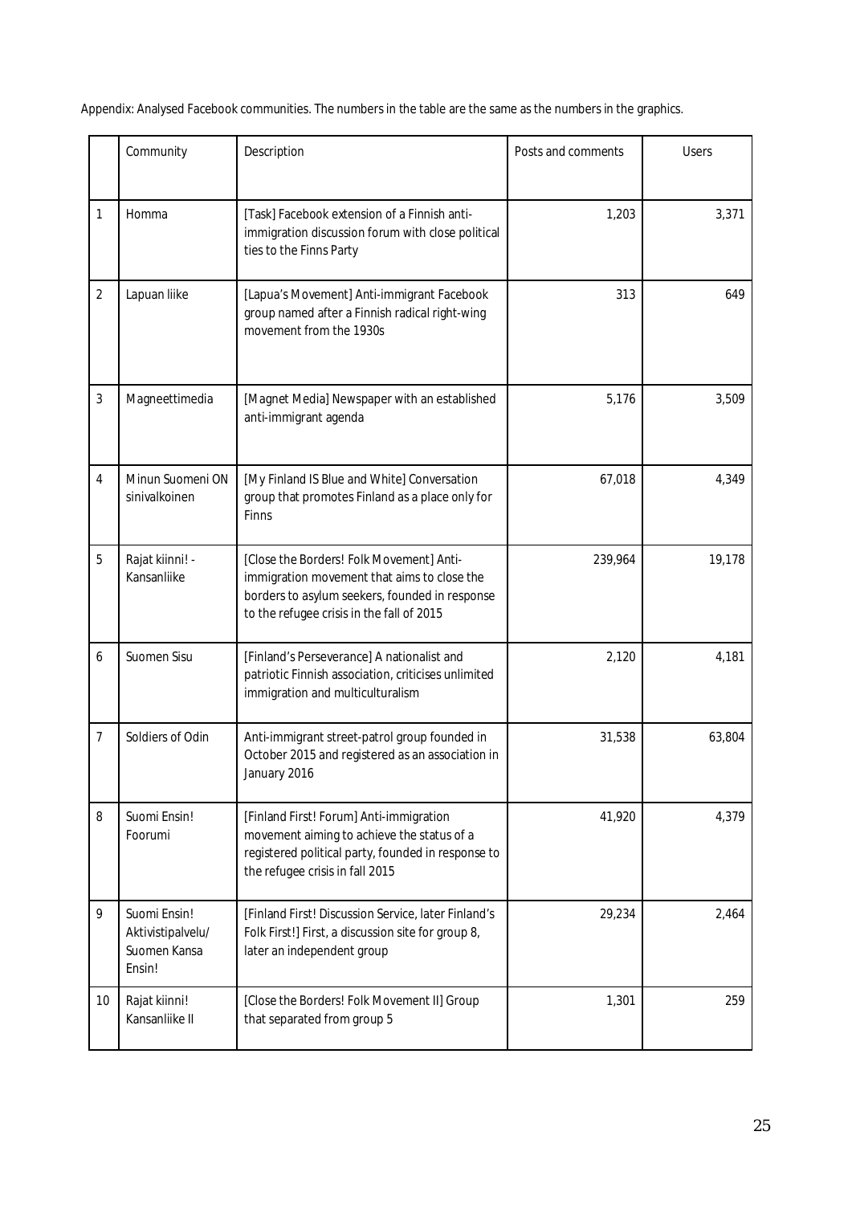Appendix: Analysed Facebook communities. The numbers in the table are the same as the numbers in the graphics.

| | Community | Description | Posts and comments | Users |
|---|---|---|---|---|
| 1 | Homma | [Task] Facebook extension of a Finnish anti-immigration discussion forum with close political ties to the Finns Party | 1,203 | 3,371 |
| 2 | Lapuan liike | [Lapua's Movement] Anti-immigrant Facebook group named after a Finnish radical right-wing movement from the 1930s | 313 | 649 |
| 3 | Magneettimedia | [Magnet Media] Newspaper with an established anti-immigrant agenda | 5,176 | 3,509 |
| 4 | Minun Suomeni ON sinivalkoinen | [My Finland IS Blue and White] Conversation group that promotes Finland as a place only for Finns | 67,018 | 4,349 |
| 5 | Rajat kiinni! - Kansanliike | [Close the Borders! Folk Movement] Anti-immigration movement that aims to close the borders to asylum seekers, founded in response to the refugee crisis in the fall of 2015 | 239,964 | 19,178 |
| 6 | Suomen Sisu | [Finland's Perseverance] A nationalist and patriotic Finnish association, criticises unlimited immigration and multiculturalism | 2,120 | 4,181 |
| 7 | Soldiers of Odin | Anti-immigrant street-patrol group founded in October 2015 and registered as an association in January 2016 | 31,538 | 63,804 |
| 8 | Suomi Ensin! Foorumi | [Finland First! Forum] Anti-immigration movement aiming to achieve the status of a registered political party, founded in response to the refugee crisis in fall 2015 | 41,920 | 4,379 |
| 9 | Suomi Ensin! Aktivistipalvelu/ Suomen Kansa Ensin! | [Finland First! Discussion Service, later Finland's Folk First!] First, a discussion site for group 8, later an independent group | 29,234 | 2,464 |
| 10 | Rajat kiinni! Kansanliike II | [Close the Borders! Folk Movement II] Group that separated from group 5 | 1,301 | 259 |